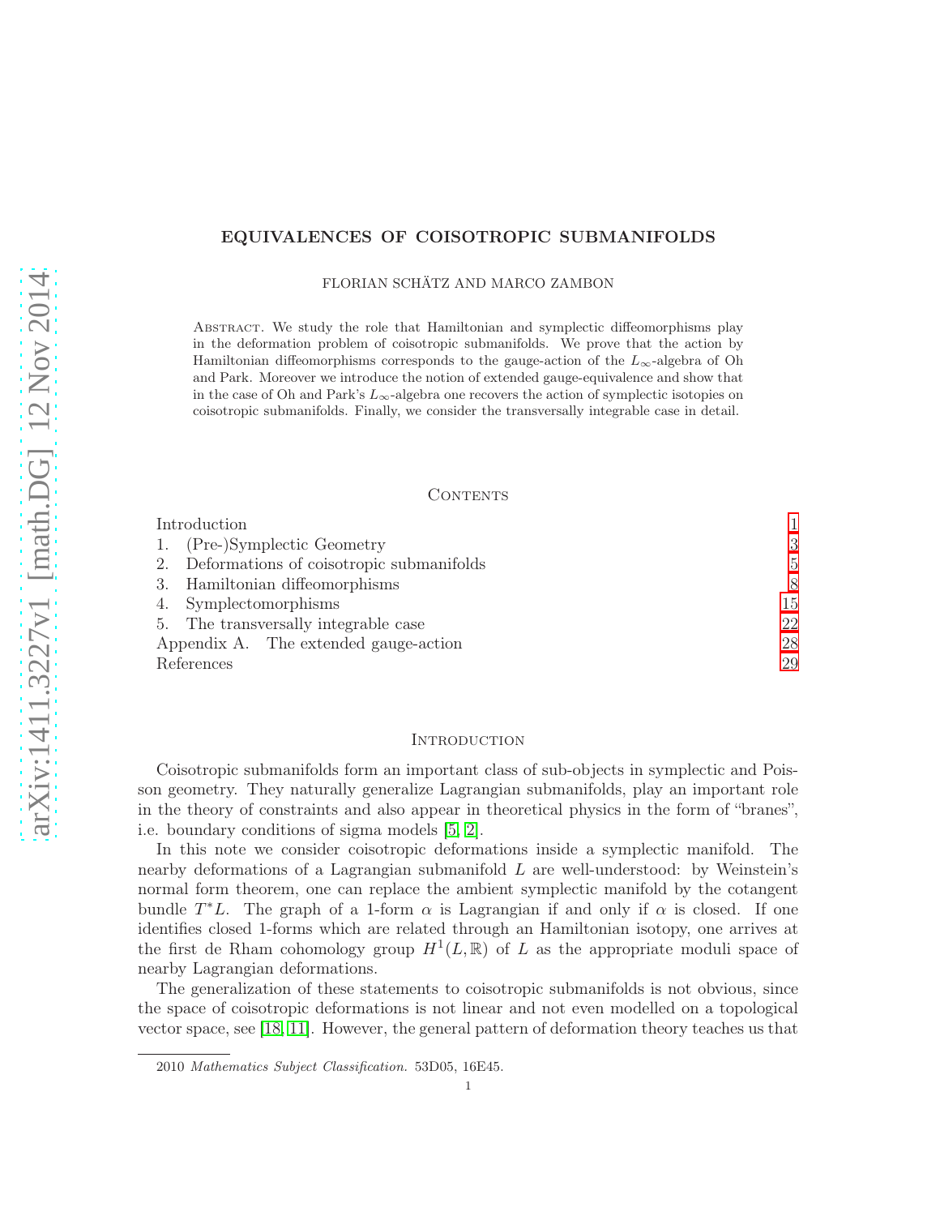# EQUIVALENCES OF COISOTROPIC SUBMANIFOLDS

FLORIAN SCHÄTZ AND MARCO ZAMBON

ABSTRACT. We study the role that Hamiltonian and symplectic diffeomorphisms play in the deformation problem of coisotropic submanifolds. We prove that the action by Hamiltonian diffeomorphisms corresponds to the gauge-action of the $L_\infty$-algebra of Oh and Park. Moreover we introduce the notion of extended gauge-equivalence and show that in the case of Oh and Park's $L_\infty$-algebra one recovers the action of symplectic isotopies on coisotropic submanifolds. Finally, we consider the transversally integrable case in detail.

## CONTENTS

| | |
|---|---|
| Introduction | 1 |
| 1. (Pre-)Symplectic Geometry | 3 |
| 2. Deformations of coisotropic submanifolds | 5 |
| 3. Hamiltonian diffeomorphisms | 8 |
| 4. Symplectomorphisms | 15 |
| 5. The transversally integrable case | 22 |
| Appendix A. The extended gauge-action | 28 |
| References | 29 |

## INTRODUCTION

Coisotropic submanifolds form an important class of sub-objects in symplectic and Poisson geometry. They naturally generalize Lagrangian submanifolds, play an important role in the theory of constraints and also appear in theoretical physics in the form of "branes", i.e. boundary conditions of sigma models [5, 2].

In this note we consider coisotropic deformations inside a symplectic manifold. The nearby deformations of a Lagrangian submanifold $L$ are well-understood: by Weinstein's normal form theorem, one can replace the ambient symplectic manifold by the cotangent bundle $T^*L$. The graph of a 1-form $\alpha$ is Lagrangian if and only if $\alpha$ is closed. If one identifies closed 1-forms which are related through an Hamiltonian isotopy, one arrives at the first de Rham cohomology group $H^1(L, \mathbb{R})$ of $L$ as the appropriate moduli space of nearby Lagrangian deformations.

The generalization of these statements to coisotropic submanifolds is not obvious, since the space of coisotropic deformations is not linear and not even modelled on a topological vector space, see [18, 11]. However, the general pattern of deformation theory teaches us that

2010 *Mathematics Subject Classification.* 53D05, 16E45.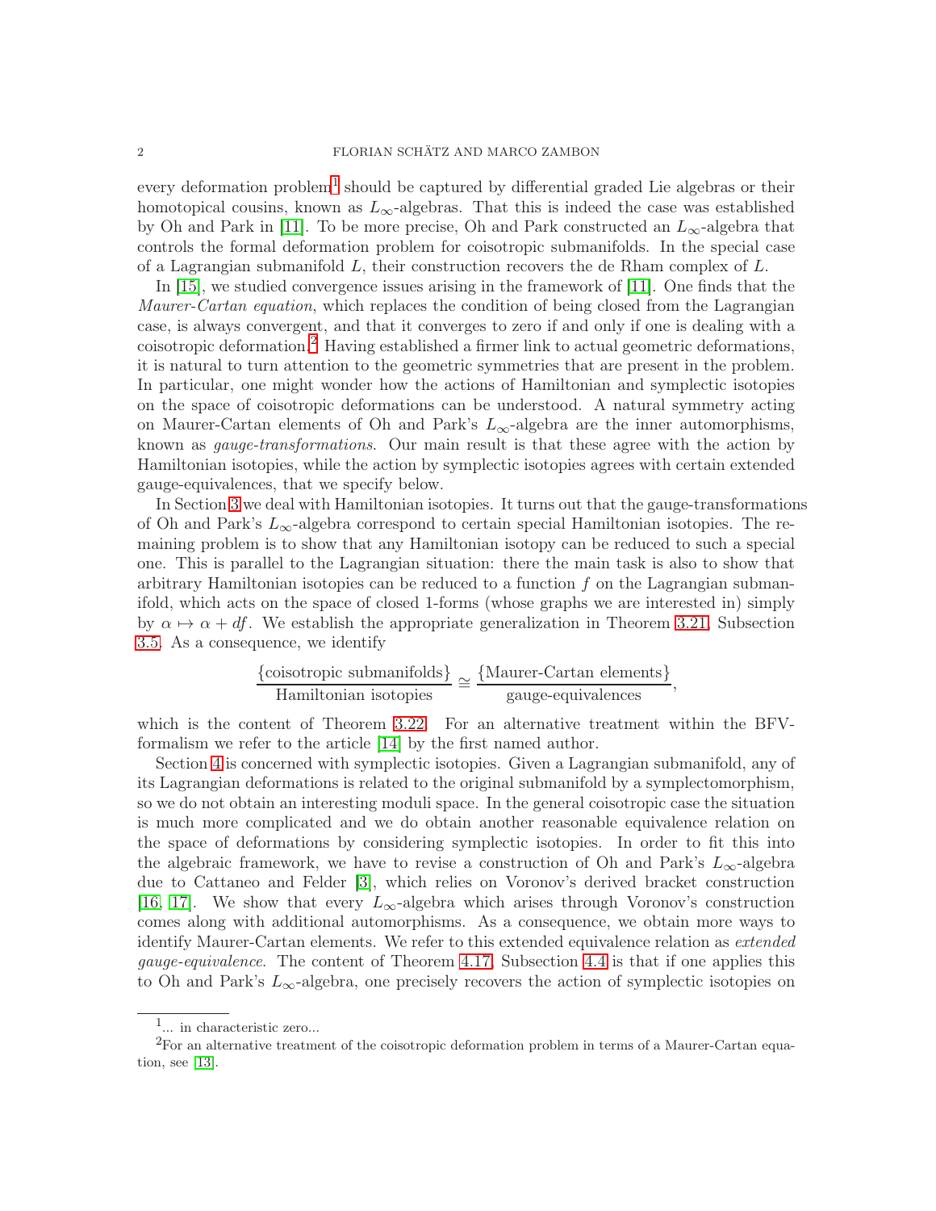every deformation problem[1] should be captured by differential graded Lie algebras or their homotopical cousins, known as $L_\infty$-algebras. That this is indeed the case was established by Oh and Park in [11]. To be more precise, Oh and Park constructed an $L_\infty$-algebra that controls the formal deformation problem for coisotropic submanifolds. In the special case of a Lagrangian submanifold $L$, their construction recovers the de Rham complex of $L$.

In [15], we studied convergence issues arising in the framework of [11]. One finds that the *Maurer-Cartan equation*, which replaces the condition of being closed from the Lagrangian case, is always convergent, and that it converges to zero if and only if one is dealing with a coisotropic deformation.[2] Having established a firmer link to actual geometric deformations, it is natural to turn attention to the geometric symmetries that are present in the problem. In particular, one might wonder how the actions of Hamiltonian and symplectic isotopies on the space of coisotropic deformations can be understood. A natural symmetry acting on Maurer-Cartan elements of Oh and Park's $L_\infty$-algebra are the inner automorphisms, known as *gauge-transformations*. Our main result is that these agree with the action by Hamiltonian isotopies, while the action by symplectic isotopies agrees with certain extended gauge-equivalences, that we specify below.

In Section 3 we deal with Hamiltonian isotopies. It turns out that the gauge-transformations of Oh and Park's $L_\infty$-algebra correspond to certain special Hamiltonian isotopies. The remaining problem is to show that any Hamiltonian isotopy can be reduced to such a special one. This is parallel to the Lagrangian situation: there the main task is also to show that arbitrary Hamiltonian isotopies can be reduced to a function $f$ on the Lagrangian submanifold, which acts on the space of closed 1-forms (whose graphs we are interested in) simply by $\alpha \mapsto \alpha + df$. We establish the appropriate generalization in Theorem 3.21, Subsection 3.5. As a consequence, we identify

$$\frac{\{\text{coisotropic submanifolds}\}}{\text{Hamiltonian isotopies}} \cong \frac{\{\text{Maurer-Cartan elements}\}}{\text{gauge-equivalences}},$$

which is the content of Theorem 3.22. For an alternative treatment within the BFV-formalism we refer to the article [14] by the first named author.

Section 4 is concerned with symplectic isotopies. Given a Lagrangian submanifold, any of its Lagrangian deformations is related to the original submanifold by a symplectomorphism, so we do not obtain an interesting moduli space. In the general coisotropic case the situation is much more complicated and we do obtain another reasonable equivalence relation on the space of deformations by considering symplectic isotopies. In order to fit this into the algebraic framework, we have to revise a construction of Oh and Park's $L_\infty$-algebra due to Cattaneo and Felder [3], which relies on Voronov's derived bracket construction [16, 17]. We show that every $L_\infty$-algebra which arises through Voronov's construction comes along with additional automorphisms. As a consequence, we obtain more ways to identify Maurer-Cartan elements. We refer to this extended equivalence relation as *extended gauge-equivalence*. The content of Theorem 4.17, Subsection 4.4 is that if one applies this to Oh and Park's $L_\infty$-algebra, one precisely recovers the action of symplectic isotopies on

[1]... in characteristic zero...

[2]For an alternative treatment of the coisotropic deformation problem in terms of a Maurer-Cartan equation, see [13].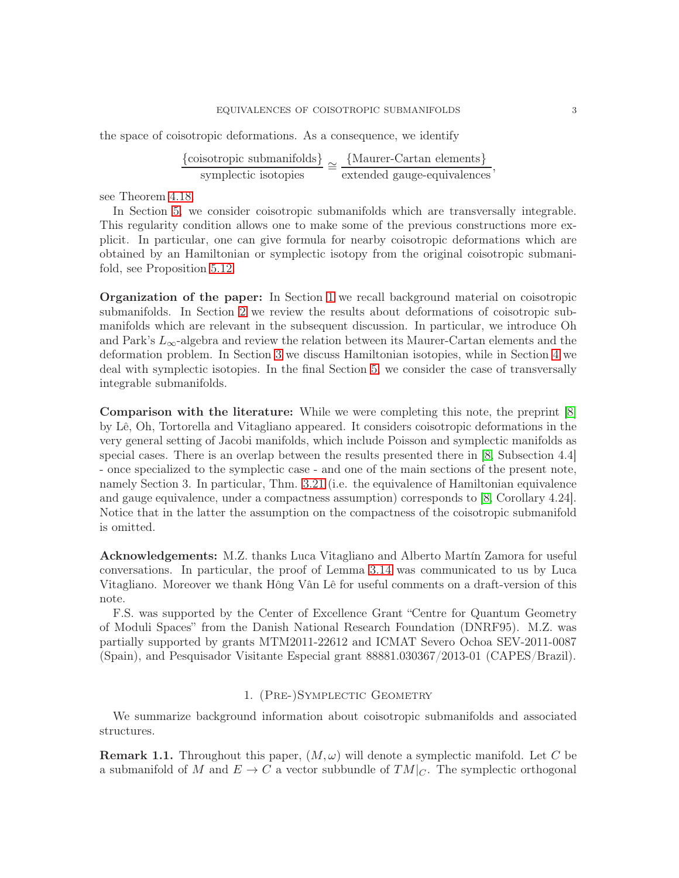the space of coisotropic deformations. As a consequence, we identify

$$\frac{\{\text{coisotropic submanifolds}\}}{\text{symplectic isotopies}} \cong \frac{\{\text{Maurer-Cartan elements}\}}{\text{extended gauge-equivalences}},$$

see Theorem 4.18.

In Section 5, we consider coisotropic submanifolds which are transversally integrable. This regularity condition allows one to make some of the previous constructions more explicit. In particular, one can give formula for nearby coisotropic deformations which are obtained by an Hamiltonian or symplectic isotopy from the original coisotropic submanifold, see Proposition 5.12.

**Organization of the paper:** In Section 1 we recall background material on coisotropic submanifolds. In Section 2 we review the results about deformations of coisotropic submanifolds which are relevant in the subsequent discussion. In particular, we introduce Oh and Park's $L_\infty$-algebra and review the relation between its Maurer-Cartan elements and the deformation problem. In Section 3 we discuss Hamiltonian isotopies, while in Section 4 we deal with symplectic isotopies. In the final Section 5, we consider the case of transversally integrable submanifolds.

**Comparison with the literature:** While we were completing this note, the preprint [8] by Lê, Oh, Tortorella and Vitagliano appeared. It considers coisotropic deformations in the very general setting of Jacobi manifolds, which include Poisson and symplectic manifolds as special cases. There is an overlap between the results presented there in [8, Subsection 4.4] - once specialized to the symplectic case - and one of the main sections of the present note, namely Section 3. In particular, Thm. 3.21 (i.e. the equivalence of Hamiltonian equivalence and gauge equivalence, under a compactness assumption) corresponds to [8, Corollary 4.24]. Notice that in the latter the assumption on the compactness of the coisotropic submanifold is omitted.

**Acknowledgements:** M.Z. thanks Luca Vitagliano and Alberto Martín Zamora for useful conversations. In particular, the proof of Lemma 3.14 was communicated to us by Luca Vitagliano. Moreover we thank Hông Vân Lê for useful comments on a draft-version of this note.

F.S. was supported by the Center of Excellence Grant "Centre for Quantum Geometry of Moduli Spaces" from the Danish National Research Foundation (DNRF95). M.Z. was partially supported by grants MTM2011-22612 and ICMAT Severo Ochoa SEV-2011-0087 (Spain), and Pesquisador Visitante Especial grant 88881.030367/2013-01 (CAPES/Brazil).

## 1. (Pre-)Symplectic Geometry

We summarize background information about coisotropic submanifolds and associated structures.

**Remark 1.1.** Throughout this paper, $(M,\omega)$ will denote a symplectic manifold. Let $C$ be a submanifold of $M$ and $E \to C$ a vector subbundle of $TM|_C$. The symplectic orthogonal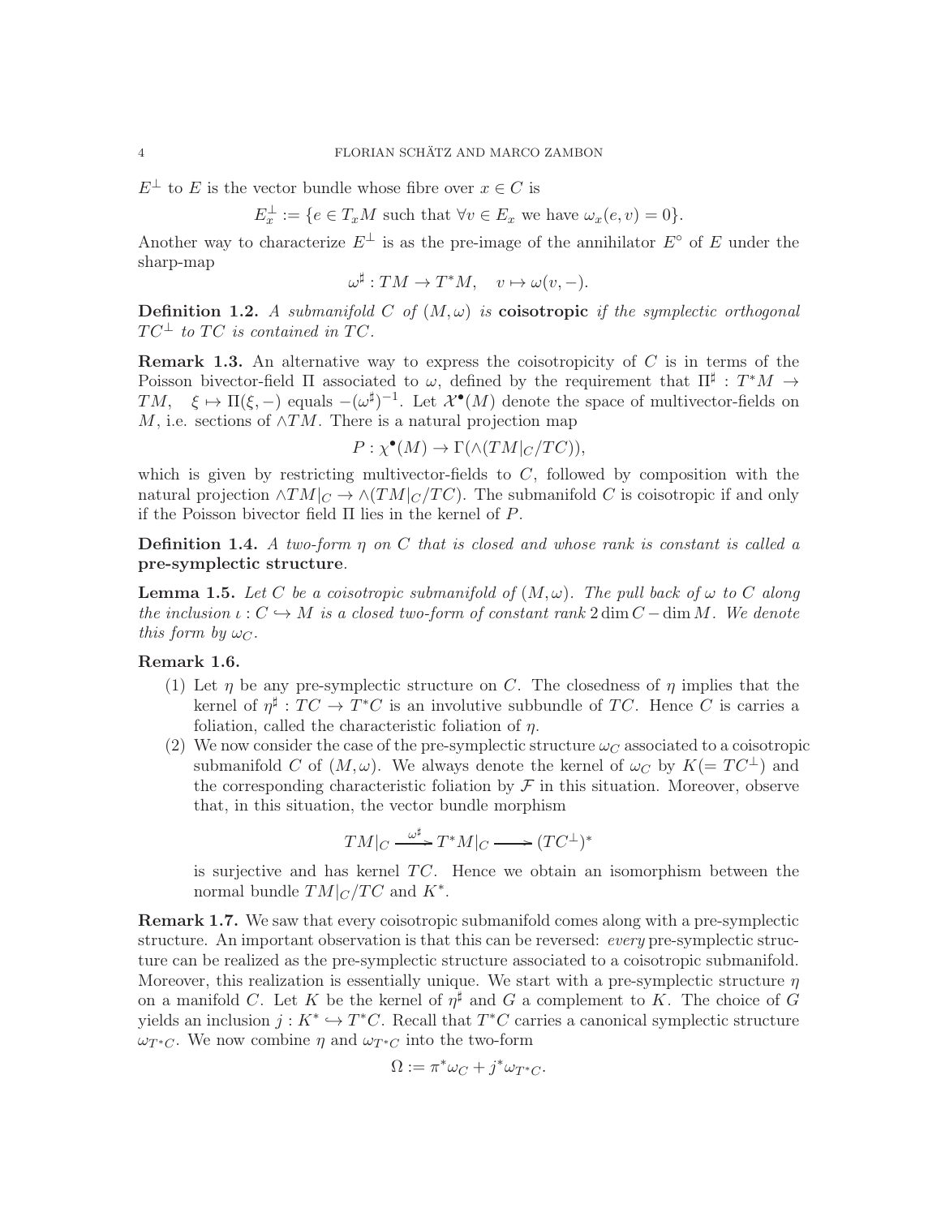$E^\perp$ to $E$ is the vector bundle whose fibre over $x \in C$ is

$$E_x^\perp := \{e \in T_xM \text{ such that } \forall v \in E_x \text{ we have } \omega_x(e,v) = 0\}.$$

Another way to characterize $E^\perp$ is as the pre-image of the annihilator $E^\circ$ of $E$ under the sharp-map

$$\omega^\sharp : TM \to T^*M, \quad v \mapsto \omega(v,-).$$

**Definition 1.2.** *A submanifold $C$ of $(M,\omega)$ is* **coisotropic** *if the symplectic orthogonal $TC^\perp$ to $TC$ is contained in $TC$.*

**Remark 1.3.** An alternative way to express the coisotropicity of $C$ is in terms of the Poisson bivector-field $\Pi$ associated to $\omega$, defined by the requirement that $\Pi^\sharp : T^*M \to TM$, $\xi \mapsto \Pi(\xi,-)$ equals $-(\omega^\sharp)^{-1}$. Let $\mathcal{X}^\bullet(M)$ denote the space of multivector-fields on $M$, i.e. sections of $\wedge TM$. There is a natural projection map

$$P : \chi^\bullet(M) \to \Gamma(\wedge(TM|_C/TC)),$$

which is given by restricting multivector-fields to $C$, followed by composition with the natural projection $\wedge TM|_C \to \wedge(TM|_C/TC)$. The submanifold $C$ is coisotropic if and only if the Poisson bivector field $\Pi$ lies in the kernel of $P$.

**Definition 1.4.** *A two-form $\eta$ on $C$ that is closed and whose rank is constant is called a* **pre-symplectic structure**.

**Lemma 1.5.** *Let $C$ be a coisotropic submanifold of $(M,\omega)$. The pull back of $\omega$ to $C$ along the inclusion $\iota : C \hookrightarrow M$ is a closed two-form of constant rank $2\dim C - \dim M$. We denote this form by $\omega_C$.*

**Remark 1.6.**

(1) Let $\eta$ be any pre-symplectic structure on $C$. The closedness of $\eta$ implies that the kernel of $\eta^\sharp : TC \to T^*C$ is an involutive subbundle of $TC$. Hence $C$ is carries a foliation, called the characteristic foliation of $\eta$.

(2) We now consider the case of the pre-symplectic structure $\omega_C$ associated to a coisotropic submanifold $C$ of $(M,\omega)$. We always denote the kernel of $\omega_C$ by $K(= TC^\perp)$ and the corresponding characteristic foliation by $\mathcal{F}$ in this situation. Moreover, observe that, in this situation, the vector bundle morphism

$$TM|_C \xrightarrow{\omega^\sharp} T^*M|_C \longrightarrow (TC^\perp)^*$$

is surjective and has kernel $TC$. Hence we obtain an isomorphism between the normal bundle $TM|_C/TC$ and $K^*$.

**Remark 1.7.** We saw that every coisotropic submanifold comes along with a pre-symplectic structure. An important observation is that this can be reversed: *every* pre-symplectic structure can be realized as the pre-symplectic structure associated to a coisotropic submanifold. Moreover, this realization is essentially unique. We start with a pre-symplectic structure $\eta$ on a manifold $C$. Let $K$ be the kernel of $\eta^\sharp$ and $G$ a complement to $K$. The choice of $G$ yields an inclusion $j : K^* \hookrightarrow T^*C$. Recall that $T^*C$ carries a canonical symplectic structure $\omega_{T^*C}$. We now combine $\eta$ and $\omega_{T^*C}$ into the two-form

$$\Omega := \pi^*\omega_C + j^*\omega_{T^*C}.$$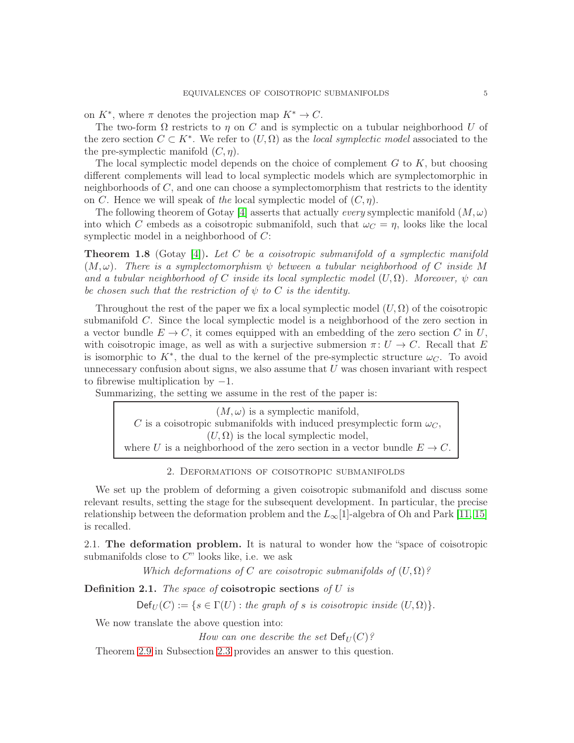on $K^*$, where $\pi$ denotes the projection map $K^* \to C$.

The two-form $\Omega$ restricts to $\eta$ on $C$ and is symplectic on a tubular neighborhood $U$ of the zero section $C \subset K^*$. We refer to $(U, \Omega)$ as the *local symplectic model* associated to the the pre-symplectic manifold $(C, \eta)$.

The local symplectic model depends on the choice of complement $G$ to $K$, but choosing different complements will lead to local symplectic models which are symplectomorphic in neighborhoods of $C$, and one can choose a symplectomorphism that restricts to the identity on $C$. Hence we will speak of *the* local symplectic model of $(C, \eta)$.

The following theorem of Gotay [4] asserts that actually *every* symplectic manifold $(M, \omega)$ into which $C$ embeds as a coisotropic submanifold, such that $\omega_C = \eta$, looks like the local symplectic model in a neighborhood of $C$:

**Theorem 1.8** (Gotay [4]). *Let $C$ be a coisotropic submanifold of a symplectic manifold $(M, \omega)$. There is a symplectomorphism $\psi$ between a tubular neighborhood of $C$ inside $M$ and a tubular neighborhood of $C$ inside its local symplectic model $(U, \Omega)$. Moreover, $\psi$ can be chosen such that the restriction of $\psi$ to $C$ is the identity.*

Throughout the rest of the paper we fix a local symplectic model $(U, \Omega)$ of the coisotropic submanifold $C$. Since the local symplectic model is a neighborhood of the zero section in a vector bundle $E \to C$, it comes equipped with an embedding of the zero section $C$ in $U$, with coisotropic image, as well as with a surjective submersion $\pi: U \to C$. Recall that $E$ is isomorphic to $K^*$, the dual to the kernel of the pre-symplectic structure $\omega_C$. To avoid unnecessary confusion about signs, we also assume that $U$ was chosen invariant with respect to fibrewise multiplication by $-1$.

Summarizing, the setting we assume in the rest of the paper is:

> $(M, \omega)$ is a symplectic manifold,
> $C$ is a coisotropic submanifolds with induced presymplectic form $\omega_C$,
> $(U, \Omega)$ is the local symplectic model,
> where $U$ is a neighborhood of the zero section in a vector bundle $E \to C$.

## 2. Deformations of coisotropic submanifolds

We set up the problem of deforming a given coisotropic submanifold and discuss some relevant results, setting the stage for the subsequent development. In particular, the precise relationship between the deformation problem and the $L_\infty[1]$-algebra of Oh and Park [11, 15] is recalled.

### 2.1. The deformation problem.

It is natural to wonder how the "space of coisotropic submanifolds close to $C$" looks like, i.e. we ask

*Which deformations of $C$ are coisotropic submanifolds of $(U, \Omega)$?*

**Definition 2.1.** *The space of* **coisotropic sections** *of $U$ is*

$$\mathsf{Def}_U(C) := \{s \in \Gamma(U) : \text{the graph of } s \text{ is coisotropic inside } (U, \Omega)\}.$$

We now translate the above question into:

*How can one describe the set $\mathsf{Def}_U(C)$?*

Theorem 2.9 in Subsection 2.3 provides an answer to this question.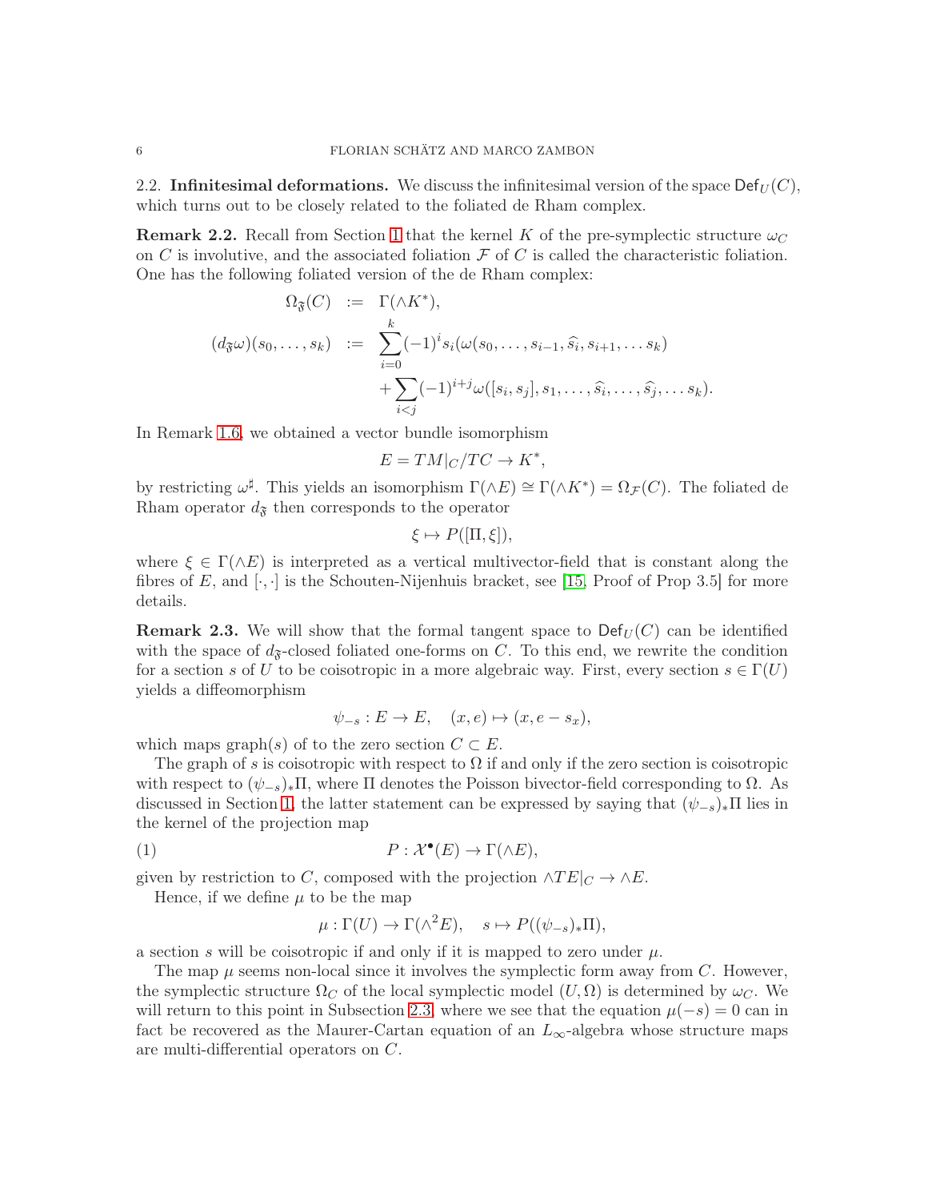### 2.2. Infinitesimal deformations.

We discuss the infinitesimal version of the space $\mathsf{Def}_U(C)$, which turns out to be closely related to the foliated de Rham complex.

**Remark 2.2.** Recall from Section 1 that the kernel $K$ of the pre-symplectic structure $\omega_C$ on $C$ is involutive, and the associated foliation $\mathcal{F}$ of $C$ is called the characteristic foliation. One has the following foliated version of the de Rham complex:

$$
\begin{aligned}
\Omega_{\mathfrak{F}}(C) &:= \Gamma(\wedge K^*), \\
(d_{\mathfrak{F}}\omega)(s_0, \dots, s_k) &:= \sum_{i=0}^{k} (-1)^i s_i(\omega(s_0, \dots, s_{i-1}, \widehat{s_i}, s_{i+1}, \dots s_k) \\
&\quad + \sum_{i<j} (-1)^{i+j} \omega([s_i, s_j], s_1, \dots, \widehat{s_i}, \dots, \widehat{s_j}, \dots s_k).
\end{aligned}
$$

In Remark 1.6, we obtained a vector bundle isomorphism

$$E = TM|_C / TC \to K^*,$$

by restricting $\omega^\sharp$. This yields an isomorphism $\Gamma(\wedge E) \cong \Gamma(\wedge K^*) = \Omega_{\mathcal{F}}(C)$. The foliated de Rham operator $d_{\mathfrak{F}}$ then corresponds to the operator

$$\xi \mapsto P([\Pi, \xi]),$$

where $\xi \in \Gamma(\wedge E)$ is interpreted as a vertical multivector-field that is constant along the fibres of $E$, and $[\cdot, \cdot]$ is the Schouten-Nijenhuis bracket, see [15, Proof of Prop 3.5] for more details.

**Remark 2.3.** We will show that the formal tangent space to $\mathsf{Def}_U(C)$ can be identified with the space of $d_{\mathfrak{F}}$-closed foliated one-forms on $C$. To this end, we rewrite the condition for a section $s$ of $U$ to be coisotropic in a more algebraic way. First, every section $s \in \Gamma(U)$ yields a diffeomorphism

$$\psi_{-s} : E \to E, \quad (x, e) \mapsto (x, e - s_x),$$

which maps graph$(s)$ of to the zero section $C \subset E$.

The graph of $s$ is coisotropic with respect to $\Omega$ if and only if the zero section is coisotropic with respect to $(\psi_{-s})_*\Pi$, where $\Pi$ denotes the Poisson bivector-field corresponding to $\Omega$. As discussed in Section 1, the latter statement can be expressed by saying that $(\psi_{-s})_*\Pi$ lies in the kernel of the projection map

$$P : \mathcal{X}^\bullet(E) \to \Gamma(\wedge E), \tag{1}$$

given by restriction to $C$, composed with the projection $\wedge TE|_C \to \wedge E$.

Hence, if we define $\mu$ to be the map

$$\mu : \Gamma(U) \to \Gamma(\wedge^2 E), \quad s \mapsto P((\psi_{-s})_*\Pi),$$

a section $s$ will be coisotropic if and only if it is mapped to zero under $\mu$.

The map $\mu$ seems non-local since it involves the symplectic form away from $C$. However, the symplectic structure $\Omega_C$ of the local symplectic model $(U, \Omega)$ is determined by $\omega_C$. We will return to this point in Subsection 2.3, where we see that the equation $\mu(-s) = 0$ can in fact be recovered as the Maurer-Cartan equation of an $L_\infty$-algebra whose structure maps are multi-differential operators on $C$.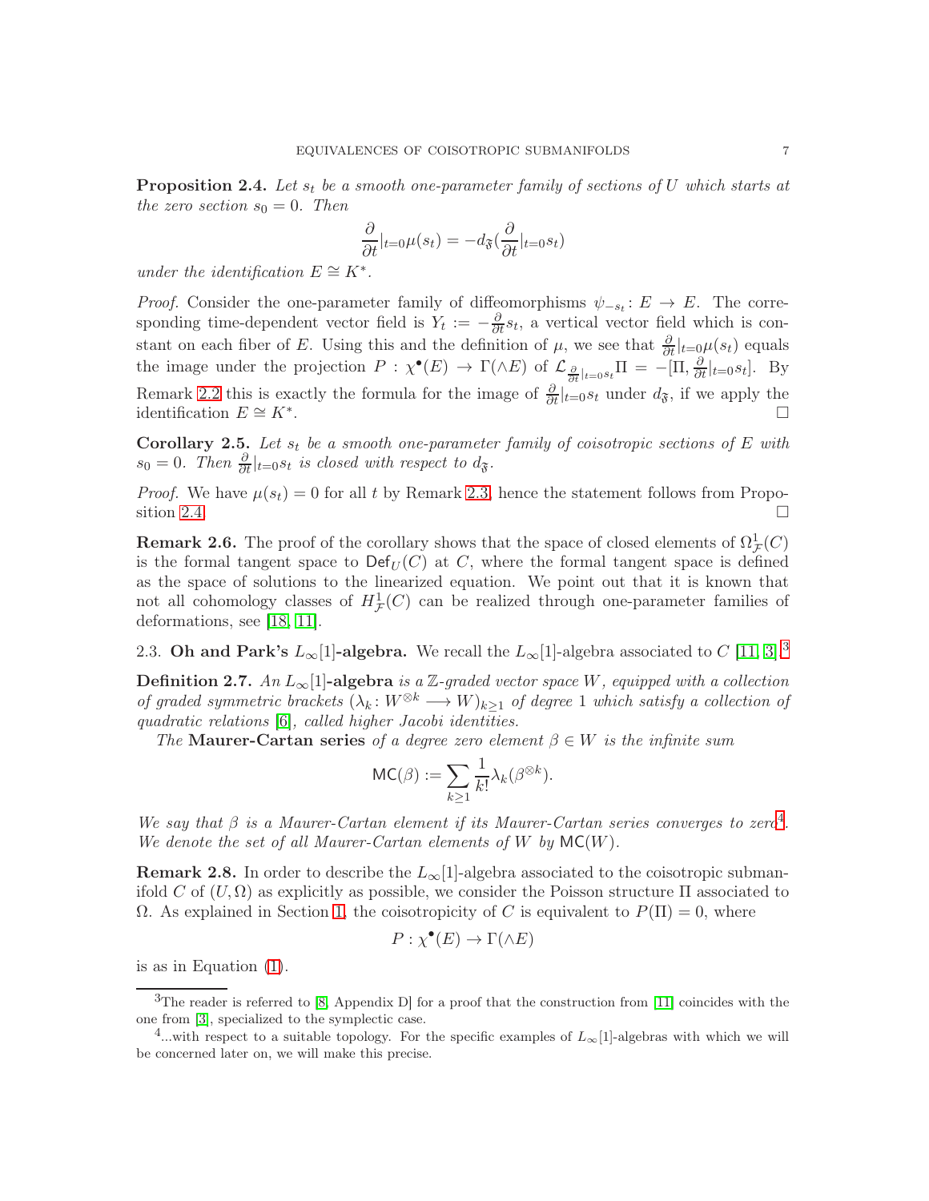**Proposition 2.4.** *Let $s_t$ be a smooth one-parameter family of sections of $U$ which starts at the zero section $s_0 = 0$. Then*

$$\frac{\partial}{\partial t}|_{t=0}\mu(s_t) = -d_{\mathfrak{F}}(\frac{\partial}{\partial t}|_{t=0}s_t)$$

*under the identification $E \cong K^*$.*

*Proof.* Consider the one-parameter family of diffeomorphisms $\psi_{-s_t} \colon E \to E$. The corresponding time-dependent vector field is $Y_t := -\frac{\partial}{\partial t}s_t$, a vertical vector field which is constant on each fiber of $E$. Using this and the definition of $\mu$, we see that $\frac{\partial}{\partial t}|_{t=0}\mu(s_t)$ equals the image under the projection $P : \chi^\bullet(E) \to \Gamma(\wedge E)$ of $\mathcal{L}_{\frac{\partial}{\partial t}|_{t=0}s_t}\Pi = -[\Pi, \frac{\partial}{\partial t}|_{t=0}s_t]$. By Remark 2.2 this is exactly the formula for the image of $\frac{\partial}{\partial t}|_{t=0}s_t$ under $d_{\mathfrak{F}}$, if we apply the identification $E \cong K^*$. □

**Corollary 2.5.** *Let $s_t$ be a smooth one-parameter family of coisotropic sections of $E$ with $s_0 = 0$. Then $\frac{\partial}{\partial t}|_{t=0}s_t$ is closed with respect to $d_{\mathfrak{F}}$.*

*Proof.* We have $\mu(s_t) = 0$ for all $t$ by Remark 2.3, hence the statement follows from Proposition 2.4. □

**Remark 2.6.** The proof of the corollary shows that the space of closed elements of $\Omega^1_{\mathcal{F}}(C)$ is the formal tangent space to $\mathsf{Def}_U(C)$ at $C$, where the formal tangent space is defined as the space of solutions to the linearized equation. We point out that it is known that not all cohomology classes of $H^1_{\mathcal{F}}(C)$ can be realized through one-parameter families of deformations, see [18, 11].

2.3. **Oh and Park's $L_\infty[1]$-algebra.** We recall the $L_\infty[1]$-algebra associated to $C$ [11, 3].[3]

**Definition 2.7.** *An* **$L_\infty[1]$-algebra** *is a $\mathbb{Z}$-graded vector space $W$, equipped with a collection of graded symmetric brackets $(\lambda_k \colon W^{\otimes k} \longrightarrow W)_{k\geq 1}$ of degree 1 which satisfy a collection of quadratic relations [6], called higher Jacobi identities.*

*The* **Maurer-Cartan series** *of a degree zero element $\beta \in W$ is the infinite sum*

$$\mathsf{MC}(\beta) := \sum_{k\geq 1} \frac{1}{k!}\lambda_k(\beta^{\otimes k}).$$

*We say that $\beta$ is a Maurer-Cartan element if its Maurer-Cartan series converges to zero[4]. We denote the set of all Maurer-Cartan elements of $W$ by $\mathsf{MC}(W)$.*

**Remark 2.8.** In order to describe the $L_\infty[1]$-algebra associated to the coisotropic submanifold $C$ of $(U, \Omega)$ as explicitly as possible, we consider the Poisson structure $\Pi$ associated to $\Omega$. As explained in Section 1, the coisotropicity of $C$ is equivalent to $P(\Pi) = 0$, where

$$P : \chi^\bullet(E) \to \Gamma(\wedge E)$$

is as in Equation (1).

---

[3] The reader is referred to [8, Appendix D] for a proof that the construction from [11] coincides with the one from [3], specialized to the symplectic case.

[4] ...with respect to a suitable topology. For the specific examples of $L_\infty[1]$-algebras with which we will be concerned later on, we will make this precise.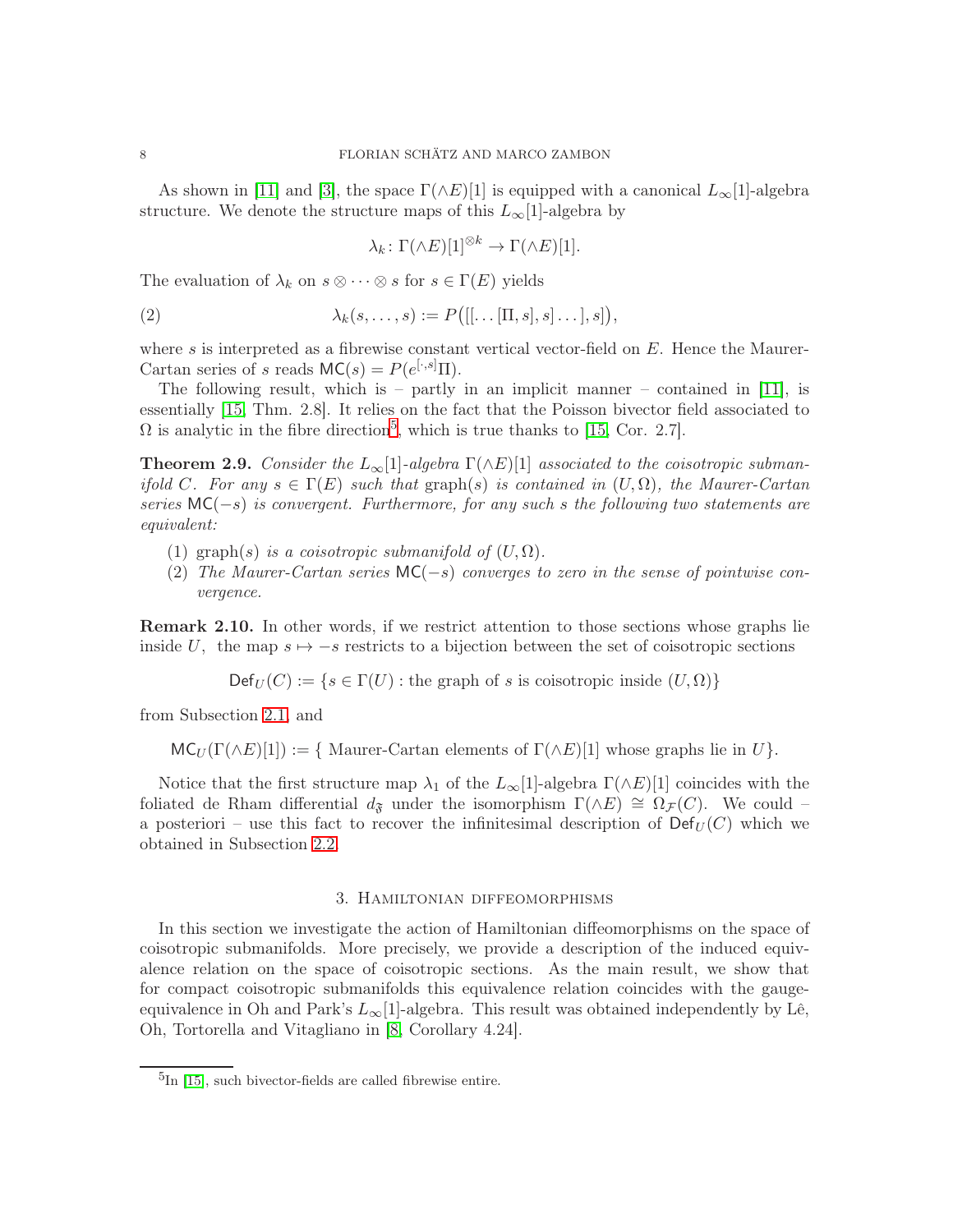As shown in [11] and [3], the space $\Gamma(\wedge E)[1]$ is equipped with a canonical $L_\infty[1]$-algebra structure. We denote the structure maps of this $L_\infty[1]$-algebra by

$$\lambda_k \colon \Gamma(\wedge E)[1]^{\otimes k} \to \Gamma(\wedge E)[1].$$

The evaluation of $\lambda_k$ on $s \otimes \cdots \otimes s$ for $s \in \Gamma(E)$ yields

$$\lambda_k(s, \ldots, s) := P\big([[\ldots[\Pi, s], s]\ldots], s]\big), \tag{2}$$

where $s$ is interpreted as a fibrewise constant vertical vector-field on $E$. Hence the Maurer-Cartan series of $s$ reads $\mathsf{MC}(s) = P(e^{[\cdot,s]}\Pi)$.

The following result, which is – partly in an implicit manner – contained in [11], is essentially [15, Thm. 2.8]. It relies on the fact that the Poisson bivector field associated to $\Omega$ is analytic in the fibre direction[5], which is true thanks to [15, Cor. 2.7].

**Theorem 2.9.** *Consider the $L_\infty[1]$-algebra $\Gamma(\wedge E)[1]$ associated to the coisotropic submanifold $C$. For any $s \in \Gamma(E)$ such that $\text{graph}(s)$ is contained in $(U, \Omega)$, the Maurer-Cartan series $\mathsf{MC}(-s)$ is convergent. Furthermore, for any such $s$ the following two statements are equivalent:*

1. *$\text{graph}(s)$ is a coisotropic submanifold of $(U, \Omega)$.*
2. *The Maurer-Cartan series $\mathsf{MC}(-s)$ converges to zero in the sense of pointwise convergence.*

**Remark 2.10.** In other words, if we restrict attention to those sections whose graphs lie inside $U$, the map $s \mapsto -s$ restricts to a bijection between the set of coisotropic sections

$$\mathsf{Def}_U(C) := \{s \in \Gamma(U) : \text{the graph of } s \text{ is coisotropic inside } (U, \Omega)\}$$

from Subsection 2.1, and

$$\mathsf{MC}_U(\Gamma(\wedge E)[1]) := \{\text{ Maurer-Cartan elements of } \Gamma(\wedge E)[1] \text{ whose graphs lie in } U\}.$$

Notice that the first structure map $\lambda_1$ of the $L_\infty[1]$-algebra $\Gamma(\wedge E)[1]$ coincides with the foliated de Rham differential $d_{\mathfrak{F}}$ under the isomorphism $\Gamma(\wedge E) \cong \Omega_{\mathcal{F}}(C)$. We could – a posteriori – use this fact to recover the infinitesimal description of $\mathsf{Def}_U(C)$ which we obtained in Subsection 2.2.

## 3. Hamiltonian diffeomorphisms

In this section we investigate the action of Hamiltonian diffeomorphisms on the space of coisotropic submanifolds. More precisely, we provide a description of the induced equivalence relation on the space of coisotropic sections. As the main result, we show that for compact coisotropic submanifolds this equivalence relation coincides with the gauge-equivalence in Oh and Park's $L_\infty[1]$-algebra. This result was obtained independently by Lê, Oh, Tortorella and Vitagliano in [8, Corollary 4.24].

---

[5] In [15], such bivector-fields are called fibrewise entire.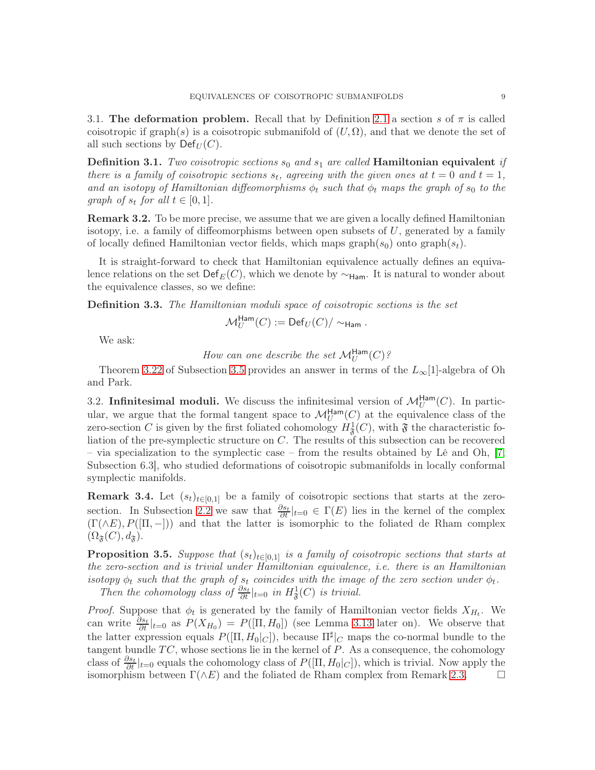3.1. **The deformation problem.** Recall that by Definition 2.1 a section $s$ of $\pi$ is called coisotropic if graph$(s)$ is a coisotropic submanifold of $(U, \Omega)$, and that we denote the set of all such sections by $\mathsf{Def}_U(C)$.

**Definition 3.1.** *Two coisotropic sections $s_0$ and $s_1$ are called* **Hamiltonian equivalent** *if there is a family of coisotropic sections $s_t$, agreeing with the given ones at $t = 0$ and $t = 1$, and an isotopy of Hamiltonian diffeomorphisms $\phi_t$ such that $\phi_t$ maps the graph of $s_0$ to the graph of $s_t$ for all $t \in [0, 1]$.*

**Remark 3.2.** To be more precise, we assume that we are given a locally defined Hamiltonian isotopy, i.e. a family of diffeomorphisms between open subsets of $U$, generated by a family of locally defined Hamiltonian vector fields, which maps graph$(s_0)$ onto graph$(s_t)$.

It is straight-forward to check that Hamiltonian equivalence actually defines an equivalence relations on the set $\mathsf{Def}_E(C)$, which we denote by $\sim_{\mathsf{Ham}}$. It is natural to wonder about the equivalence classes, so we define:

**Definition 3.3.** *The Hamiltonian moduli space of coisotropic sections is the set*

$$\mathcal{M}_U^{\mathsf{Ham}}(C) := \mathsf{Def}_U(C)/\sim_{\mathsf{Ham}}.$$

We ask:

*How can one describe the set $\mathcal{M}_U^{\mathsf{Ham}}(C)$?*

Theorem 3.22 of Subsection 3.5 provides an answer in terms of the $L_\infty[1]$-algebra of Oh and Park.

3.2. **Infinitesimal moduli.** We discuss the infinitesimal version of $\mathcal{M}_U^{\mathsf{Ham}}(C)$. In particular, we argue that the formal tangent space to $\mathcal{M}_U^{\mathsf{Ham}}(C)$ at the equivalence class of the zero-section $C$ is given by the first foliated cohomology $H^1_{\mathfrak{F}}(C)$, with $\mathfrak{F}$ the characteristic foliation of the pre-symplectic structure on $C$. The results of this subsection can be recovered – via specialization to the symplectic case – from the results obtained by Lê and Oh, [7, Subsection 6.3], who studied deformations of coisotropic submanifolds in locally conformal symplectic manifolds.

**Remark 3.4.** Let $(s_t)_{t\in[0,1]}$ be a family of coisotropic sections that starts at the zero-section. In Subsection 2.2 we saw that $\frac{\partial s_t}{\partial t}|_{t=0} \in \Gamma(E)$ lies in the kernel of the complex $(\Gamma(\wedge E), P([\Pi, -]))$ and that the latter is isomorphic to the foliated de Rham complex $(\Omega_{\mathfrak{F}}(C), d_{\mathfrak{F}})$.

**Proposition 3.5.** *Suppose that $(s_t)_{t\in[0,1]}$ is a family of coisotropic sections that starts at the zero-section and is trivial under Hamiltonian equivalence, i.e. there is an Hamiltonian isotopy $\phi_t$ such that the graph of $s_t$ coincides with the image of the zero section under $\phi_t$.*

*Then the cohomology class of $\frac{\partial s_t}{\partial t}|_{t=0}$ in $H^1_{\mathfrak{F}}(C)$ is trivial.*

*Proof.* Suppose that $\phi_t$ is generated by the family of Hamiltonian vector fields $X_{H_t}$. We can write $\frac{\partial s_t}{\partial t}|_{t=0}$ as $P(X_{H_0}) = P([\Pi, H_0])$ (see Lemma 3.13 later on). We observe that the latter expression equals $P([\Pi, H_0|_C])$, because $\Pi^\sharp|_C$ maps the co-normal bundle to the tangent bundle $TC$, whose sections lie in the kernel of $P$. As a consequence, the cohomology class of $\frac{\partial s_t}{\partial t}|_{t=0}$ equals the cohomology class of $P([\Pi, H_0|_C])$, which is trivial. Now apply the isomorphism between $\Gamma(\wedge E)$ and the foliated de Rham complex from Remark 2.3. □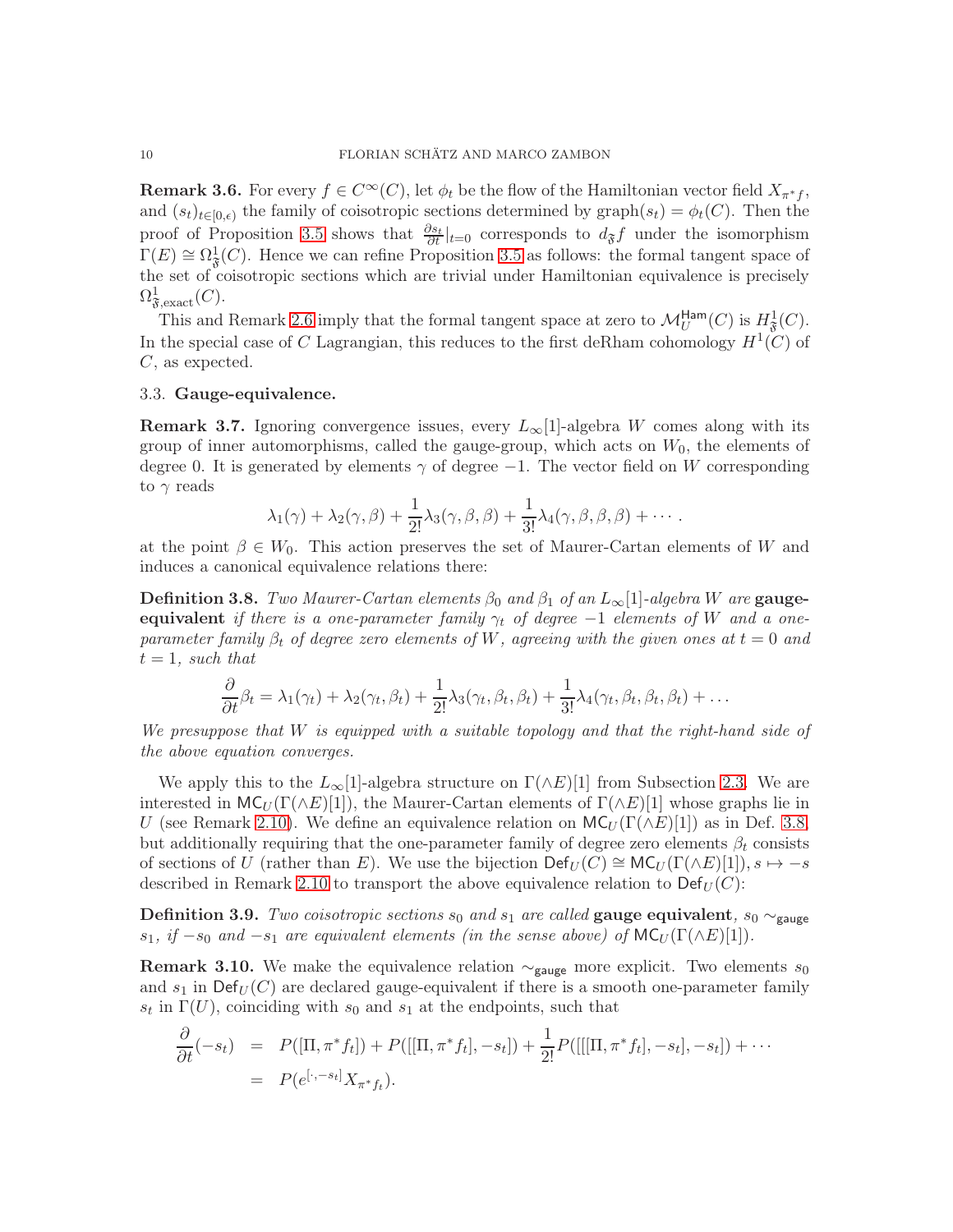**Remark 3.6.** For every $f \in C^\infty(C)$, let $\phi_t$ be the flow of the Hamiltonian vector field $X_{\pi^* f}$, and $(s_t)_{t\in[0,\epsilon)}$ the family of coisotropic sections determined by $\mathrm{graph}(s_t) = \phi_t(C)$. Then the proof of Proposition 3.5 shows that $\frac{\partial s_t}{\partial t}|_{t=0}$ corresponds to $d_{\mathfrak{F}} f$ under the isomorphism $\Gamma(E) \cong \Omega^1_{\mathfrak{F}}(C)$. Hence we can refine Proposition 3.5 as follows: the formal tangent space of the set of coisotropic sections which are trivial under Hamiltonian equivalence is precisely $\Omega^1_{\mathfrak{F},\mathrm{exact}}(C)$.

This and Remark 2.6 imply that the formal tangent space at zero to $\mathcal{M}^{\mathsf{Ham}}_U(C)$ is $H^1_{\mathfrak{F}}(C)$. In the special case of $C$ Lagrangian, this reduces to the first deRham cohomology $H^1(C)$ of $C$, as expected.

### 3.3. Gauge-equivalence.

**Remark 3.7.** Ignoring convergence issues, every $L_\infty[1]$-algebra $W$ comes along with its group of inner automorphisms, called the gauge-group, which acts on $W_0$, the elements of degree 0. It is generated by elements $\gamma$ of degree $-1$. The vector field on $W$ corresponding to $\gamma$ reads

$$\lambda_1(\gamma) + \lambda_2(\gamma, \beta) + \frac{1}{2!}\lambda_3(\gamma, \beta, \beta) + \frac{1}{3!}\lambda_4(\gamma, \beta, \beta, \beta) + \cdots .$$

at the point $\beta \in W_0$. This action preserves the set of Maurer-Cartan elements of $W$ and induces a canonical equivalence relations there:

**Definition 3.8.** *Two Maurer-Cartan elements $\beta_0$ and $\beta_1$ of an $L_\infty[1]$-algebra $W$ are* **gauge-equivalent** *if there is a one-parameter family $\gamma_t$ of degree $-1$ elements of $W$ and a one-parameter family $\beta_t$ of degree zero elements of $W$, agreeing with the given ones at $t = 0$ and $t = 1$, such that*

$$\frac{\partial}{\partial t}\beta_t = \lambda_1(\gamma_t) + \lambda_2(\gamma_t, \beta_t) + \frac{1}{2!}\lambda_3(\gamma_t, \beta_t, \beta_t) + \frac{1}{3!}\lambda_4(\gamma_t, \beta_t, \beta_t, \beta_t) + \ldots$$

*We presuppose that $W$ is equipped with a suitable topology and that the right-hand side of the above equation converges.*

We apply this to the $L_\infty[1]$-algebra structure on $\Gamma(\wedge E)[1]$ from Subsection 2.3. We are interested in $\mathsf{MC}_U(\Gamma(\wedge E)[1])$, the Maurer-Cartan elements of $\Gamma(\wedge E)[1]$ whose graphs lie in $U$ (see Remark 2.10). We define an equivalence relation on $\mathsf{MC}_U(\Gamma(\wedge E)[1])$ as in Def. 3.8, but additionally requiring that the one-parameter family of degree zero elements $\beta_t$ consists of sections of $U$ (rather than $E$). We use the bijection $\mathsf{Def}_U(C) \cong \mathsf{MC}_U(\Gamma(\wedge E)[1]), s \mapsto -s$ described in Remark 2.10 to transport the above equivalence relation to $\mathsf{Def}_U(C)$:

**Definition 3.9.** *Two coisotropic sections $s_0$ and $s_1$ are called* **gauge equivalent**, $s_0 \sim_{\mathsf{gauge}} s_1$, *if $-s_0$ and $-s_1$ are equivalent elements (in the sense above) of $\mathsf{MC}_U(\Gamma(\wedge E)[1])$.*

**Remark 3.10.** We make the equivalence relation $\sim_{\mathsf{gauge}}$ more explicit. Two elements $s_0$ and $s_1$ in $\mathsf{Def}_U(C)$ are declared gauge-equivalent if there is a smooth one-parameter family $s_t$ in $\Gamma(U)$, coinciding with $s_0$ and $s_1$ at the endpoints, such that

$$\begin{aligned}
\frac{\partial}{\partial t}(-s_t) &= P([\Pi, \pi^* f_t]) + P([[\Pi, \pi^* f_t], -s_t]) + \frac{1}{2!}P([[[\Pi, \pi^* f_t], -s_t], -s_t]) + \cdots \\
&= P(e^{[\cdot, -s_t]} X_{\pi^* f_t}).
\end{aligned}$$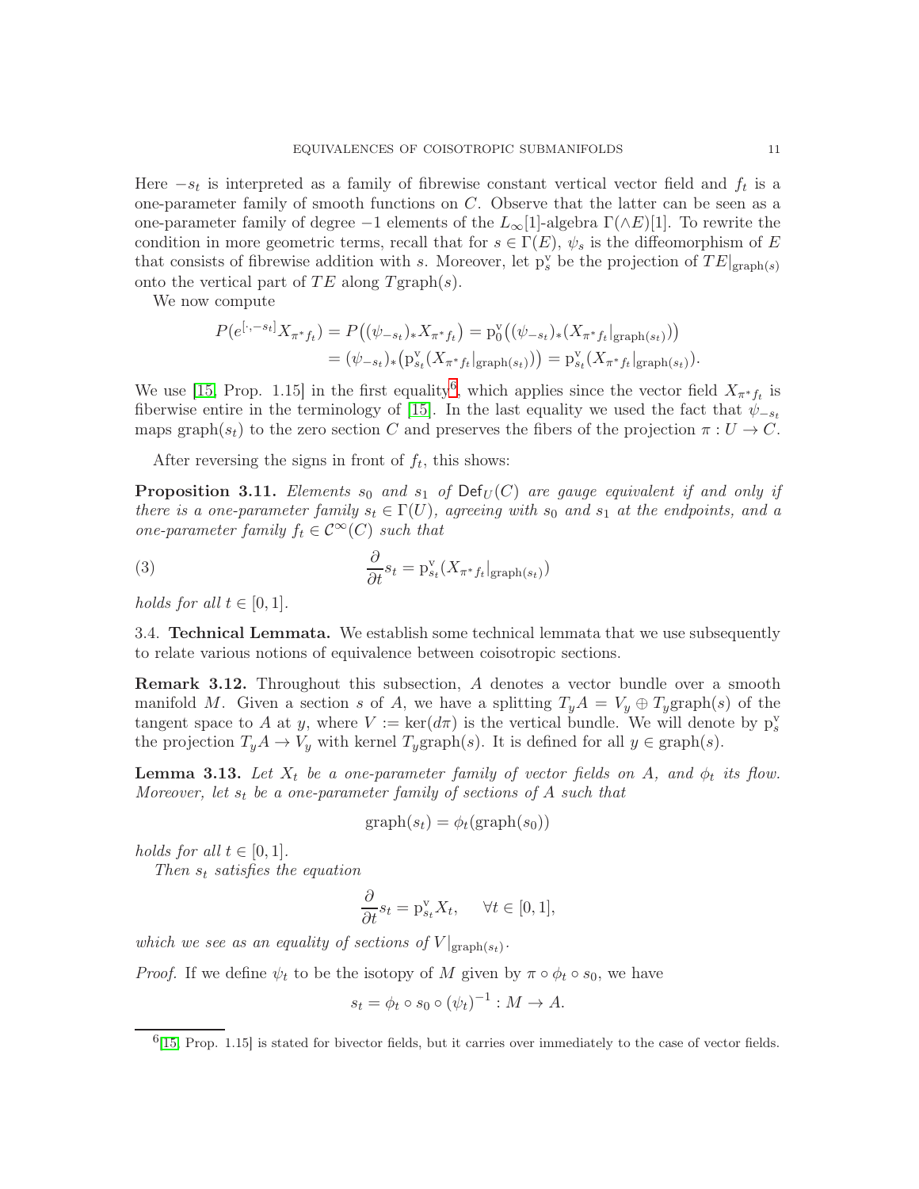Here $-s_t$ is interpreted as a family of fibrewise constant vertical vector field and $f_t$ is a one-parameter family of smooth functions on $C$. Observe that the latter can be seen as a one-parameter family of degree $-1$ elements of the $L_\infty[1]$-algebra $\Gamma(\wedge E)[1]$. To rewrite the condition in more geometric terms, recall that for $s \in \Gamma(E)$, $\psi_s$ is the diffeomorphism of $E$ that consists of fibrewise addition with $s$. Moreover, let $\mathrm{p}^{\mathrm{v}}_s$ be the projection of $TE|_{\mathrm{graph}(s)}$ onto the vertical part of $TE$ along $T\mathrm{graph}(s)$.

We now compute

$$
\begin{aligned}
P(e^{[\cdot,-s_t]}X_{\pi^* f_t}) &= P\big((\psi_{-s_t})_* X_{\pi^* f_t}\big) = \mathrm{p}^{\mathrm{v}}_0\big((\psi_{-s_t})_*(X_{\pi^* f_t}|_{\mathrm{graph}(s_t)})\big) \\
&= (\psi_{-s_t})_*\big(\mathrm{p}^{\mathrm{v}}_{s_t}(X_{\pi^* f_t}|_{\mathrm{graph}(s_t)})\big) = \mathrm{p}^{\mathrm{v}}_{s_t}(X_{\pi^* f_t}|_{\mathrm{graph}(s_t)}).
\end{aligned}
$$

We use [15, Prop. 1.15] in the first equality[6], which applies since the vector field $X_{\pi^* f_t}$ is fiberwise entire in the terminology of [15]. In the last equality we used the fact that $\psi_{-s_t}$ maps $\mathrm{graph}(s_t)$ to the zero section $C$ and preserves the fibers of the projection $\pi : U \to C$.

After reversing the signs in front of $f_t$, this shows:

**Proposition 3.11.** *Elements $s_0$ and $s_1$ of $\mathsf{Def}_U(C)$ are gauge equivalent if and only if there is a one-parameter family $s_t \in \Gamma(U)$, agreeing with $s_0$ and $s_1$ at the endpoints, and a one-parameter family $f_t \in \mathcal{C}^\infty(C)$ such that*

$$
\frac{\partial}{\partial t} s_t = \mathrm{p}^{\mathrm{v}}_{s_t}(X_{\pi^* f_t}|_{\mathrm{graph}(s_t)}) \tag{3}
$$

*holds for all $t \in [0,1]$.*

### 3.4. Technical Lemmata.

We establish some technical lemmata that we use subsequently to relate various notions of equivalence between coisotropic sections.

**Remark 3.12.** Throughout this subsection, $A$ denotes a vector bundle over a smooth manifold $M$. Given a section $s$ of $A$, we have a splitting $T_y A = V_y \oplus T_y\mathrm{graph}(s)$ of the tangent space to $A$ at $y$, where $V := \ker(d\pi)$ is the vertical bundle. We will denote by $\mathrm{p}^{\mathrm{v}}_s$ the projection $T_y A \to V_y$ with kernel $T_y\mathrm{graph}(s)$. It is defined for all $y \in \mathrm{graph}(s)$.

**Lemma 3.13.** *Let $X_t$ be a one-parameter family of vector fields on $A$, and $\phi_t$ its flow. Moreover, let $s_t$ be a one-parameter family of sections of $A$ such that*

$$
\mathrm{graph}(s_t) = \phi_t(\mathrm{graph}(s_0))
$$

*holds for all $t \in [0,1]$.*

*Then $s_t$ satisfies the equation*

$$
\frac{\partial}{\partial t} s_t = \mathrm{p}^{\mathrm{v}}_{s_t} X_t, \qquad \forall t \in [0,1],
$$

*which we see as an equality of sections of $V|_{\mathrm{graph}(s_t)}$.*

*Proof.* If we define $\psi_t$ to be the isotopy of $M$ given by $\pi \circ \phi_t \circ s_0$, we have

$$
s_t = \phi_t \circ s_0 \circ (\psi_t)^{-1} : M \to A.
$$

[6] [15, Prop. 1.15] is stated for bivector fields, but it carries over immediately to the case of vector fields.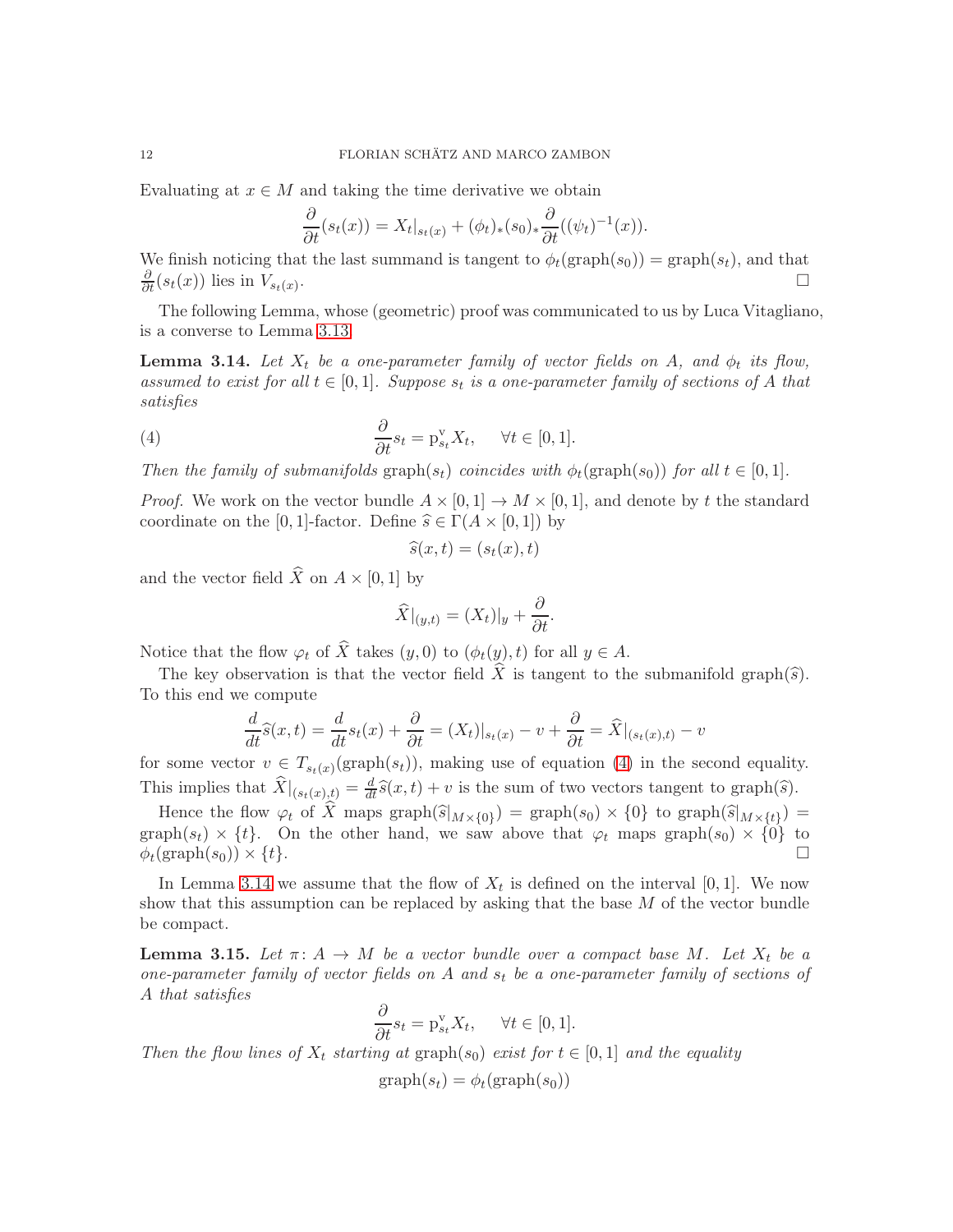Evaluating at $x \in M$ and taking the time derivative we obtain

$$\frac{\partial}{\partial t}(s_t(x)) = X_t|_{s_t(x)} + (\phi_t)_*(s_0)_* \frac{\partial}{\partial t}((\psi_t)^{-1}(x)).$$

We finish noticing that the last summand is tangent to $\phi_t(\mathrm{graph}(s_0)) = \mathrm{graph}(s_t)$, and that $\frac{\partial}{\partial t}(s_t(x))$ lies in $V_{s_t(x)}$. □

The following Lemma, whose (geometric) proof was communicated to us by Luca Vitagliano, is a converse to Lemma 3.13.

**Lemma 3.14.** *Let $X_t$ be a one-parameter family of vector fields on $A$, and $\phi_t$ its flow, assumed to exist for all $t \in [0,1]$. Suppose $s_t$ is a one-parameter family of sections of $A$ that satisfies*

$$\frac{\partial}{\partial t} s_t = \mathrm{p}^{\mathrm{v}}_{s_t} X_t, \qquad \forall t \in [0,1]. \tag{4}$$

*Then the family of submanifolds* $\mathrm{graph}(s_t)$ *coincides with* $\phi_t(\mathrm{graph}(s_0))$ *for all $t \in [0,1]$.*

*Proof.* We work on the vector bundle $A \times [0,1] \to M \times [0,1]$, and denote by $t$ the standard coordinate on the $[0,1]$-factor. Define $\widehat{s} \in \Gamma(A \times [0,1])$ by

$$\widehat{s}(x,t) = (s_t(x), t)$$

and the vector field $\widehat{X}$ on $A \times [0,1]$ by

$$\widehat{X}|_{(y,t)} = (X_t)|_y + \frac{\partial}{\partial t}.$$

Notice that the flow $\varphi_t$ of $\widehat{X}$ takes $(y,0)$ to $(\phi_t(y), t)$ for all $y \in A$.

The key observation is that the vector field $\widehat{X}$ is tangent to the submanifold $\mathrm{graph}(\widehat{s})$. To this end we compute

$$\frac{d}{dt}\widehat{s}(x,t) = \frac{d}{dt}s_t(x) + \frac{\partial}{\partial t} = (X_t)|_{s_t(x)} - v + \frac{\partial}{\partial t} = \widehat{X}|_{(s_t(x),t)} - v$$

for some vector $v \in T_{s_t(x)}(\mathrm{graph}(s_t))$, making use of equation (4) in the second equality. This implies that $\widehat{X}|_{(s_t(x),t)} = \frac{d}{dt}\widehat{s}(x,t) + v$ is the sum of two vectors tangent to $\mathrm{graph}(\widehat{s})$.

Hence the flow $\varphi_t$ of $\widehat{X}$ maps $\mathrm{graph}(\widehat{s}|_{M \times \{0\}}) = \mathrm{graph}(s_0) \times \{0\}$ to $\mathrm{graph}(\widehat{s}|_{M \times \{t\}}) = \mathrm{graph}(s_t) \times \{t\}$. On the other hand, we saw above that $\varphi_t$ maps $\mathrm{graph}(s_0) \times \{0\}$ to $\phi_t(\mathrm{graph}(s_0)) \times \{t\}$. □

In Lemma 3.14 we assume that the flow of $X_t$ is defined on the interval $[0,1]$. We now show that this assumption can be replaced by asking that the base $M$ of the vector bundle be compact.

**Lemma 3.15.** *Let $\pi \colon A \to M$ be a vector bundle over a compact base $M$. Let $X_t$ be a one-parameter family of vector fields on $A$ and $s_t$ be a one-parameter family of sections of $A$ that satisfies*

$$\frac{\partial}{\partial t} s_t = \mathrm{p}^{\mathrm{v}}_{s_t} X_t, \qquad \forall t \in [0,1].$$

*Then the flow lines of $X_t$ starting at* $\mathrm{graph}(s_0)$ *exist for $t \in [0,1]$ and the equality*

$$\mathrm{graph}(s_t) = \phi_t(\mathrm{graph}(s_0))$$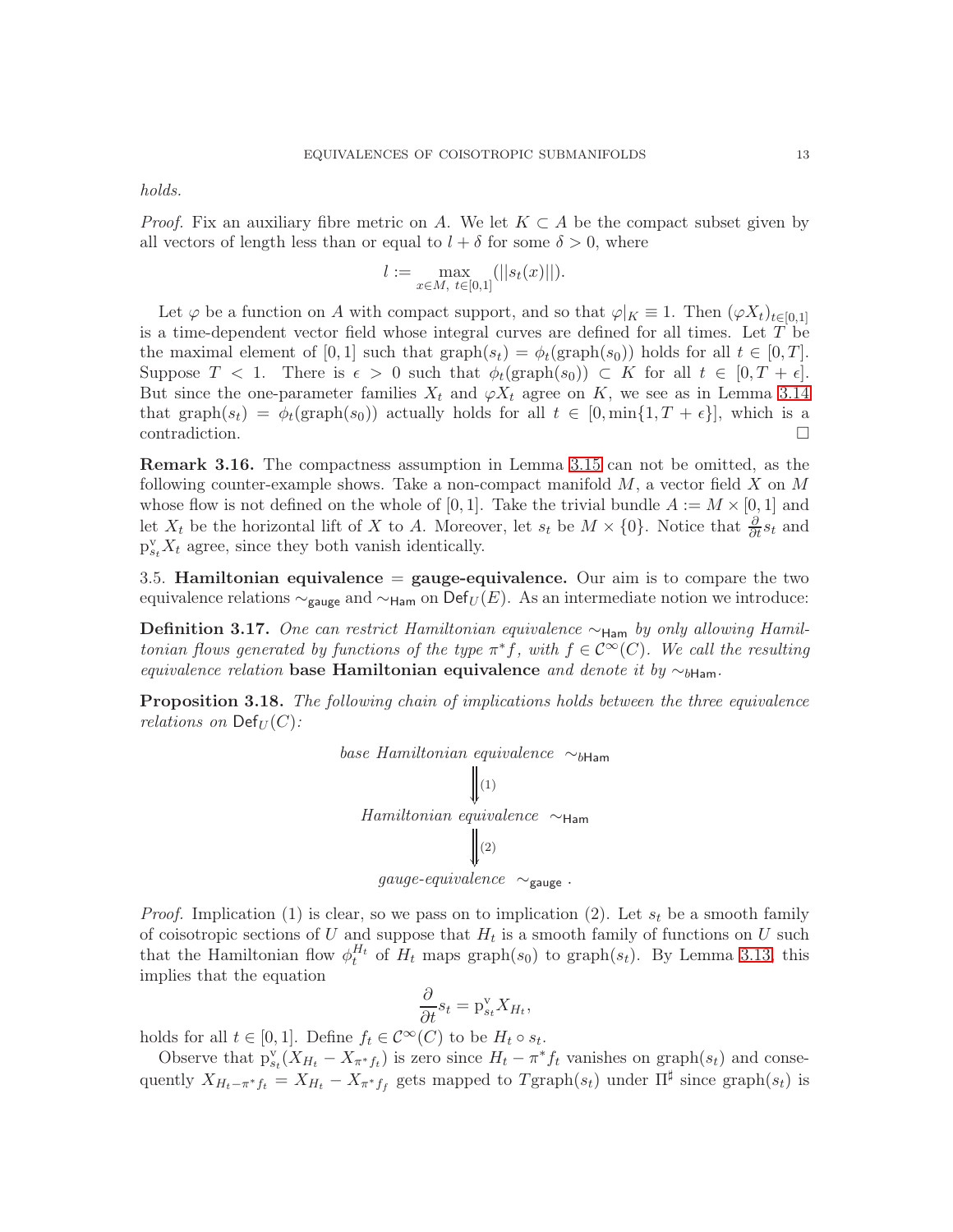*holds.*

*Proof.* Fix an auxiliary fibre metric on $A$. We let $K \subset A$ be the compact subset given by all vectors of length less than or equal to $l + \delta$ for some $\delta > 0$, where

$$l := \max_{x \in M,\ t \in [0,1]} (||s_t(x)||).$$

Let $\varphi$ be a function on $A$ with compact support, and so that $\varphi|_K \equiv 1$. Then $(\varphi X_t)_{t \in [0,1]}$ is a time-dependent vector field whose integral curves are defined for all times. Let $T$ be the maximal element of $[0,1]$ such that $\mathrm{graph}(s_t) = \phi_t(\mathrm{graph}(s_0))$ holds for all $t \in [0,T]$. Suppose $T < 1$. There is $\epsilon > 0$ such that $\phi_t(\mathrm{graph}(s_0)) \subset K$ for all $t \in [0, T + \epsilon]$. But since the one-parameter families $X_t$ and $\varphi X_t$ agree on $K$, we see as in Lemma 3.14 that $\mathrm{graph}(s_t) = \phi_t(\mathrm{graph}(s_0))$ actually holds for all $t \in [0, \min\{1, T + \epsilon\}]$, which is a contradiction. □

**Remark 3.16.** The compactness assumption in Lemma 3.15 can not be omitted, as the following counter-example shows. Take a non-compact manifold $M$, a vector field $X$ on $M$ whose flow is not defined on the whole of $[0,1]$. Take the trivial bundle $A := M \times [0,1]$ and let $X_t$ be the horizontal lift of $X$ to $A$. Moreover, let $s_t$ be $M \times \{0\}$. Notice that $\frac{\partial}{\partial t} s_t$ and $\mathrm{p}^{\mathrm{v}}_{s_t} X_t$ agree, since they both vanish identically.

3.5. **Hamiltonian equivalence = gauge-equivalence.** Our aim is to compare the two equivalence relations $\sim_{\mathsf{gauge}}$ and $\sim_{\mathsf{Ham}}$ on $\mathsf{Def}_U(E)$. As an intermediate notion we introduce:

**Definition 3.17.** *One can restrict Hamiltonian equivalence $\sim_{\mathsf{Ham}}$ by only allowing Hamiltonian flows generated by functions of the type $\pi^* f$, with $f \in \mathcal{C}^\infty(C)$. We call the resulting equivalence relation* **base Hamiltonian equivalence** *and denote it by $\sim_{b\mathsf{Ham}}$.*

**Proposition 3.18.** *The following chain of implications holds between the three equivalence relations on $\mathsf{Def}_U(C)$:*

$$\begin{array}{c} \textit{base Hamiltonian equivalence } \sim_{b\mathsf{Ham}} \\ \Downarrow (1) \\ \textit{Hamiltonian equivalence } \sim_{\mathsf{Ham}} \\ \Downarrow (2) \\ \textit{gauge-equivalence } \sim_{\mathsf{gauge}}. \end{array}$$

*Proof.* Implication (1) is clear, so we pass on to implication (2). Let $s_t$ be a smooth family of coisotropic sections of $U$ and suppose that $H_t$ is a smooth family of functions on $U$ such that the Hamiltonian flow $\phi_t^{H_t}$ of $H_t$ maps $\mathrm{graph}(s_0)$ to $\mathrm{graph}(s_t)$. By Lemma 3.13, this implies that the equation

$$\frac{\partial}{\partial t} s_t = \mathrm{p}^{\mathrm{v}}_{s_t} X_{H_t},$$

holds for all $t \in [0,1]$. Define $f_t \in \mathcal{C}^\infty(C)$ to be $H_t \circ s_t$.

Observe that $\mathrm{p}^{\mathrm{v}}_{s_t}(X_{H_t} - X_{\pi^* f_t})$ is zero since $H_t - \pi^* f_t$ vanishes on $\mathrm{graph}(s_t)$ and consequently $X_{H_t - \pi^* f_t} = X_{H_t} - X_{\pi^* f_f}$ gets mapped to $T\mathrm{graph}(s_t)$ under $\Pi^\sharp$ since $\mathrm{graph}(s_t)$ is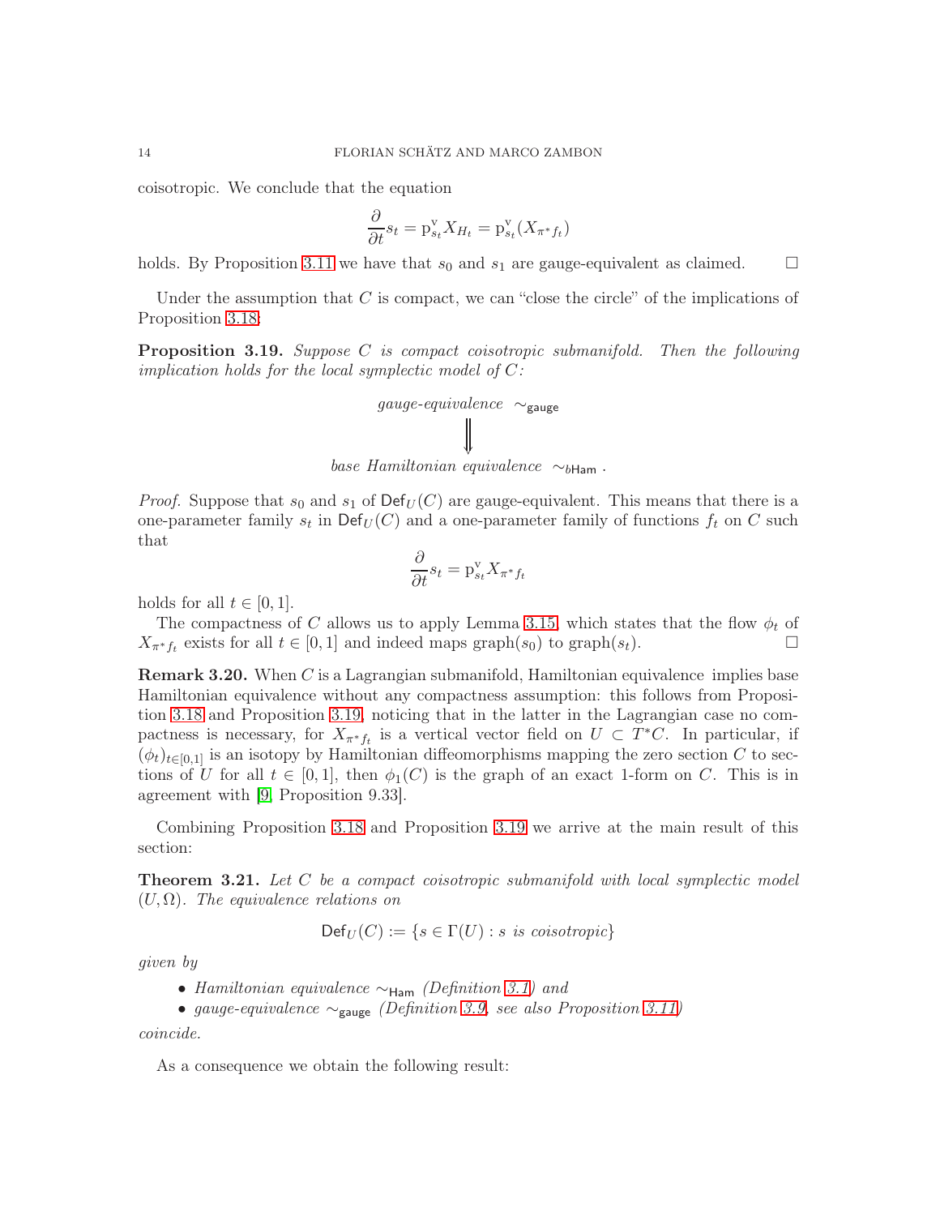coisotropic. We conclude that the equation

$$\frac{\partial}{\partial t} s_t = \mathrm{p}^{\mathrm{v}}_{s_t} X_{H_t} = \mathrm{p}^{\mathrm{v}}_{s_t}(X_{\pi^* f_t})$$

holds. By Proposition 3.11 we have that $s_0$ and $s_1$ are gauge-equivalent as claimed. □

Under the assumption that $C$ is compact, we can "close the circle" of the implications of Proposition 3.18:

**Proposition 3.19.** *Suppose $C$ is compact coisotropic submanifold. Then the following implication holds for the local symplectic model of $C$:*

$$\begin{array}{c} \textit{gauge-equivalence } \sim_{\mathsf{gauge}} \\ \Downarrow \\ \textit{base Hamiltonian equivalence } \sim_{b\mathsf{Ham}} . \end{array}$$

*Proof.* Suppose that $s_0$ and $s_1$ of $\mathsf{Def}_U(C)$ are gauge-equivalent. This means that there is a one-parameter family $s_t$ in $\mathsf{Def}_U(C)$ and a one-parameter family of functions $f_t$ on $C$ such that

$$\frac{\partial}{\partial t} s_t = \mathrm{p}^{\mathrm{v}}_{s_t} X_{\pi^* f_t}$$

holds for all $t \in [0, 1]$.

The compactness of $C$ allows us to apply Lemma 3.15, which states that the flow $\phi_t$ of $X_{\pi^* f_t}$ exists for all $t \in [0, 1]$ and indeed maps $\mathrm{graph}(s_0)$ to $\mathrm{graph}(s_t)$. □

**Remark 3.20.** When $C$ is a Lagrangian submanifold, Hamiltonian equivalence implies base Hamiltonian equivalence without any compactness assumption: this follows from Proposition 3.18 and Proposition 3.19, noticing that in the latter in the Lagrangian case no compactness is necessary, for $X_{\pi^* f_t}$ is a vertical vector field on $U \subset T^*C$. In particular, if $(\phi_t)_{t\in[0,1]}$ is an isotopy by Hamiltonian diffeomorphisms mapping the zero section $C$ to sections of $U$ for all $t \in [0, 1]$, then $\phi_1(C)$ is the graph of an exact 1-form on $C$. This is in agreement with [9, Proposition 9.33].

Combining Proposition 3.18 and Proposition 3.19 we arrive at the main result of this section:

**Theorem 3.21.** *Let $C$ be a compact coisotropic submanifold with local symplectic model $(U, \Omega)$. The equivalence relations on*

$$\mathsf{Def}_U(C) := \{s \in \Gamma(U) : s \text{ is coisotropic}\}$$

*given by*

- *Hamiltonian equivalence $\sim_{\mathsf{Ham}}$ (Definition 3.1) and*
- *gauge-equivalence $\sim_{\mathsf{gauge}}$ (Definition 3.9, see also Proposition 3.11)*

*coincide.*

As a consequence we obtain the following result: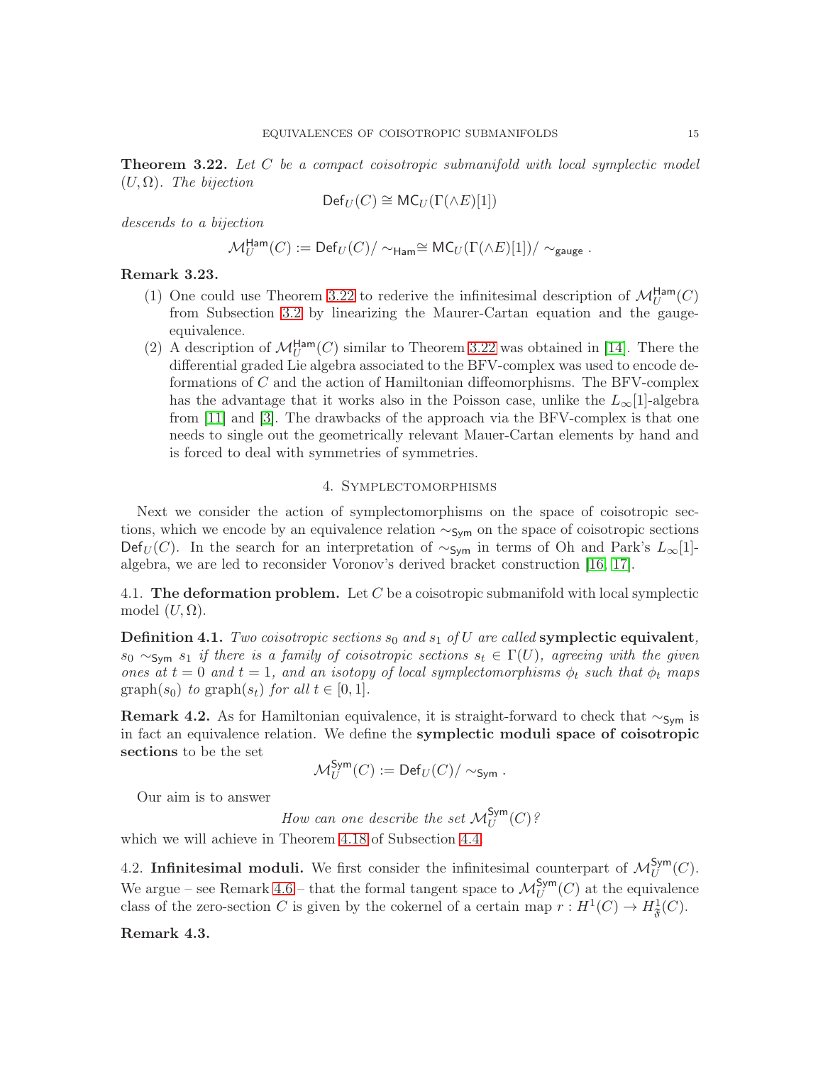**Theorem 3.22.** *Let $C$ be a compact coisotropic submanifold with local symplectic model $(U,\Omega)$. The bijection*

$$\mathsf{Def}_U(C) \cong \mathsf{MC}_U(\Gamma(\wedge E)[1])$$

*descends to a bijection*

$$\mathcal{M}_U^{\mathsf{Ham}}(C) := \mathsf{Def}_U(C)/\sim_{\mathsf{Ham}} \cong \mathsf{MC}_U(\Gamma(\wedge E)[1])/\sim_{\mathsf{gauge}} .$$

**Remark 3.23.**

1. One could use Theorem 3.22 to rederive the infinitesimal description of $\mathcal{M}_U^{\mathsf{Ham}}(C)$ from Subsection 3.2 by linearizing the Maurer-Cartan equation and the gauge-equivalence.
2. A description of $\mathcal{M}_U^{\mathsf{Ham}}(C)$ similar to Theorem 3.22 was obtained in [14]. There the differential graded Lie algebra associated to the BFV-complex was used to encode deformations of $C$ and the action of Hamiltonian diffeomorphisms. The BFV-complex has the advantage that it works also in the Poisson case, unlike the $L_\infty[1]$-algebra from [11] and [3]. The drawbacks of the approach via the BFV-complex is that one needs to single out the geometrically relevant Mauer-Cartan elements by hand and is forced to deal with symmetries of symmetries.

## 4. Symplectomorphisms

Next we consider the action of symplectomorphisms on the space of coisotropic sections, which we encode by an equivalence relation $\sim_{\mathsf{Sym}}$ on the space of coisotropic sections $\mathsf{Def}_U(C)$. In the search for an interpretation of $\sim_{\mathsf{Sym}}$ in terms of Oh and Park's $L_\infty[1]$-algebra, we are led to reconsider Voronov's derived bracket construction [16, 17].

### 4.1. The deformation problem.

Let $C$ be a coisotropic submanifold with local symplectic model $(U,\Omega)$.

**Definition 4.1.** *Two coisotropic sections $s_0$ and $s_1$ of $U$ are called* **symplectic equivalent***, $s_0 \sim_{\mathsf{Sym}} s_1$ if there is a family of coisotropic sections $s_t \in \Gamma(U)$, agreeing with the given ones at $t=0$ and $t=1$, and an isotopy of local symplectomorphisms $\phi_t$ such that $\phi_t$ maps $\mathrm{graph}(s_0)$ to $\mathrm{graph}(s_t)$ for all $t \in [0,1]$.*

**Remark 4.2.** As for Hamiltonian equivalence, it is straight-forward to check that $\sim_{\mathsf{Sym}}$ is in fact an equivalence relation. We define the **symplectic moduli space of coisotropic sections** to be the set

$$\mathcal{M}_U^{\mathsf{Sym}}(C) := \mathsf{Def}_U(C)/\sim_{\mathsf{Sym}} .$$

Our aim is to answer

*How can one describe the set $\mathcal{M}_U^{\mathsf{Sym}}(C)$?*

which we will achieve in Theorem 4.18 of Subsection 4.4.

### 4.2. Infinitesimal moduli.

We first consider the infinitesimal counterpart of $\mathcal{M}_U^{\mathsf{Sym}}(C)$. We argue – see Remark 4.6 – that the formal tangent space to $\mathcal{M}_U^{\mathsf{Sym}}(C)$ at the equivalence class of the zero-section $C$ is given by the cokernel of a certain map $r : H^1(C) \to H^1_{\mathfrak{F}}(C)$.

**Remark 4.3.**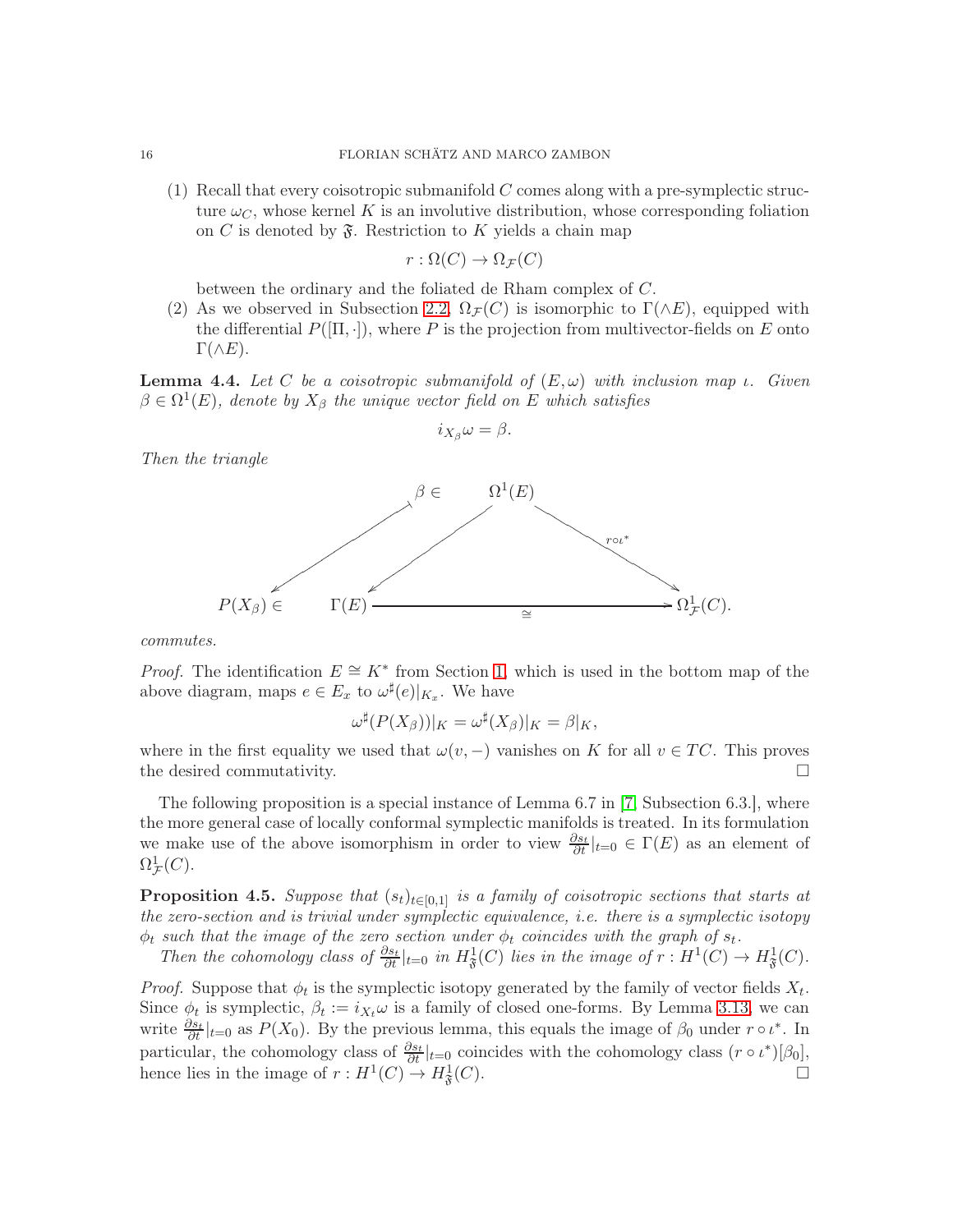(1) Recall that every coisotropic submanifold $C$ comes along with a pre-symplectic structure $\omega_C$, whose kernel $K$ is an involutive distribution, whose corresponding foliation on $C$ is denoted by $\mathfrak{F}$. Restriction to $K$ yields a chain map

$$r : \Omega(C) \to \Omega_{\mathcal{F}}(C)$$

between the ordinary and the foliated de Rham complex of $C$.

(2) As we observed in Subsection 2.2, $\Omega_{\mathcal{F}}(C)$ is isomorphic to $\Gamma(\wedge E)$, equipped with the differential $P([\Pi, \cdot])$, where $P$ is the projection from multivector-fields on $E$ onto $\Gamma(\wedge E)$.

**Lemma 4.4.** *Let $C$ be a coisotropic submanifold of $(E, \omega)$ with inclusion map $\iota$. Given $\beta \in \Omega^1(E)$, denote by $X_\beta$ the unique vector field on $E$ which satisfies*

$$i_{X_\beta}\omega = \beta.$$

*Then the triangle*

$$\begin{array}{ccccc}
\beta \in & \Omega^1(E) & & & \\
\swarrow & \swarrow & & \searrow^{r \circ \iota^*} & \\
P(X_\beta) \in & \Gamma(E) & \xrightarrow{\cong} & & \Omega^1_{\mathcal{F}}(C).
\end{array}$$

*commutes.*

*Proof.* The identification $E \cong K^*$ from Section 1, which is used in the bottom map of the above diagram, maps $e \in E_x$ to $\omega^\sharp(e)|_{K_x}$. We have

$$\omega^\sharp(P(X_\beta))|_K = \omega^\sharp(X_\beta)|_K = \beta|_K,$$

where in the first equality we used that $\omega(v, -)$ vanishes on $K$ for all $v \in TC$. This proves the desired commutativity. $\square$

The following proposition is a special instance of Lemma 6.7 in [7, Subsection 6.3.], where the more general case of locally conformal symplectic manifolds is treated. In its formulation we make use of the above isomorphism in order to view $\frac{\partial s_t}{\partial t}|_{t=0} \in \Gamma(E)$ as an element of $\Omega^1_{\mathcal{F}}(C)$.

**Proposition 4.5.** *Suppose that $(s_t)_{t\in[0,1]}$ is a family of coisotropic sections that starts at the zero-section and is trivial under symplectic equivalence, i.e. there is a symplectic isotopy $\phi_t$ such that the image of the zero section under $\phi_t$ coincides with the graph of $s_t$.*

*Then the cohomology class of $\frac{\partial s_t}{\partial t}|_{t=0}$ in $H^1_{\mathfrak{F}}(C)$ lies in the image of $r : H^1(C) \to H^1_{\mathfrak{F}}(C)$.*

*Proof.* Suppose that $\phi_t$ is the symplectic isotopy generated by the family of vector fields $X_t$. Since $\phi_t$ is symplectic, $\beta_t := i_{X_t}\omega$ is a family of closed one-forms. By Lemma 3.13, we can write $\frac{\partial s_t}{\partial t}|_{t=0}$ as $P(X_0)$. By the previous lemma, this equals the image of $\beta_0$ under $r \circ \iota^*$. In particular, the cohomology class of $\frac{\partial s_t}{\partial t}|_{t=0}$ coincides with the cohomology class $(r \circ \iota^*)[\beta_0]$, hence lies in the image of $r : H^1(C) \to H^1_{\mathfrak{F}}(C)$. $\square$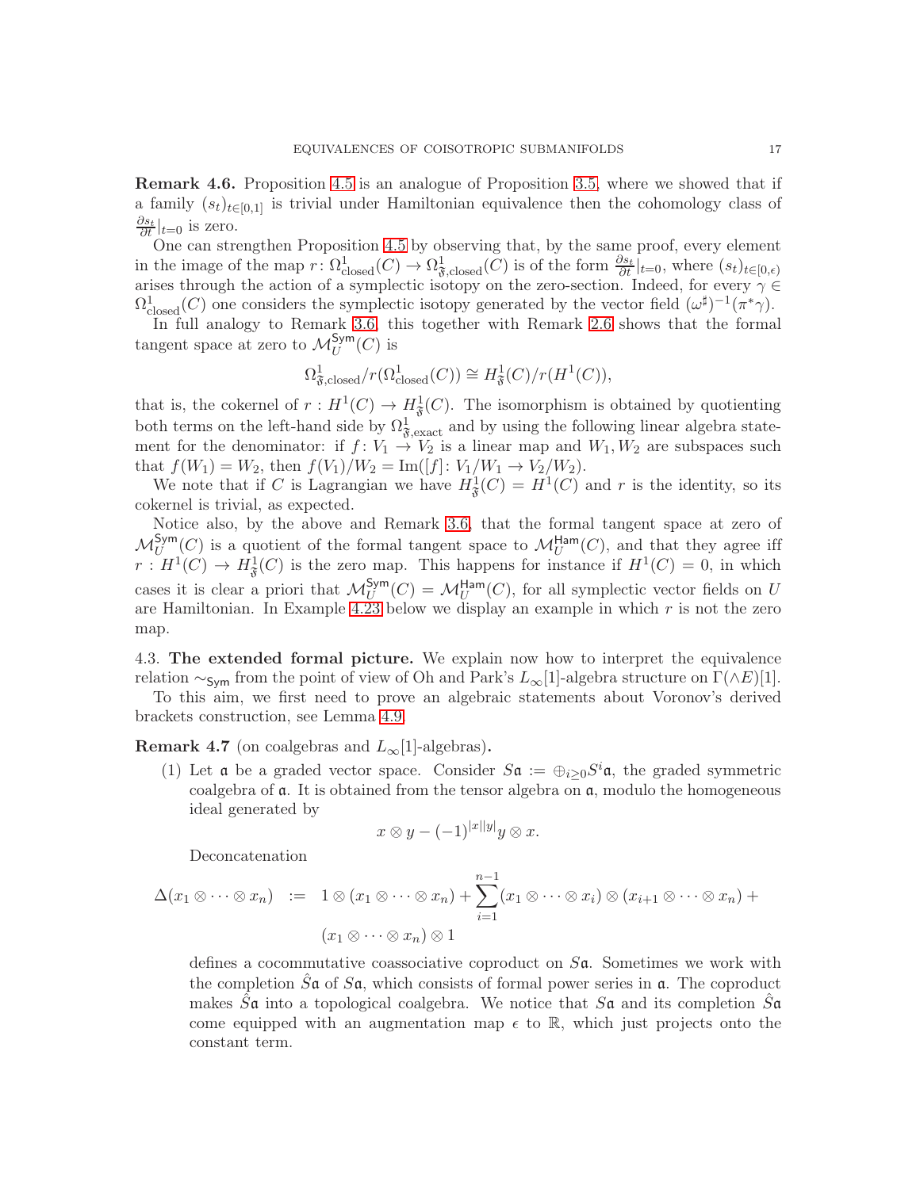**Remark 4.6.** Proposition 4.5 is an analogue of Proposition 3.5, where we showed that if a family $(s_t)_{t\in[0,1]}$ is trivial under Hamiltonian equivalence then the cohomology class of $\frac{\partial s_t}{\partial t}|_{t=0}$ is zero.

One can strengthen Proposition 4.5 by observing that, by the same proof, every element in the image of the map $r\colon \Omega^1_{\text{closed}}(C) \to \Omega^1_{\mathfrak{F},\text{closed}}(C)$ is of the form $\frac{\partial s_t}{\partial t}|_{t=0}$, where $(s_t)_{t\in[0,\epsilon)}$ arises through the action of a symplectic isotopy on the zero-section. Indeed, for every $\gamma \in \Omega^1_{\text{closed}}(C)$ one considers the symplectic isotopy generated by the vector field $(\omega^\sharp)^{-1}(\pi^*\gamma)$.

In full analogy to Remark 3.6, this together with Remark 2.6 shows that the formal tangent space at zero to $\mathcal{M}^{\mathsf{Sym}}_U(C)$ is

$$\Omega^1_{\mathfrak{F},\text{closed}}/r(\Omega^1_{\text{closed}}(C)) \cong H^1_{\mathfrak{F}}(C)/r(H^1(C)),$$

that is, the cokernel of $r : H^1(C) \to H^1_{\mathfrak{F}}(C)$. The isomorphism is obtained by quotienting both terms on the left-hand side by $\Omega^1_{\mathfrak{F},\text{exact}}$ and by using the following linear algebra statement for the denominator: if $f\colon V_1 \to V_2$ is a linear map and $W_1, W_2$ are subspaces such that $f(W_1) = W_2$, then $f(V_1)/W_2 = \text{Im}([f]\colon V_1/W_1 \to V_2/W_2)$.

We note that if $C$ is Lagrangian we have $H^1_{\mathfrak{F}}(C) = H^1(C)$ and $r$ is the identity, so its cokernel is trivial, as expected.

Notice also, by the above and Remark 3.6, that the formal tangent space at zero of $\mathcal{M}^{\mathsf{Sym}}_U(C)$ is a quotient of the formal tangent space to $\mathcal{M}^{\mathsf{Ham}}_U(C)$, and that they agree iff $r : H^1(C) \to H^1_{\mathfrak{F}}(C)$ is the zero map. This happens for instance if $H^1(C) = 0$, in which cases it is clear a priori that $\mathcal{M}^{\mathsf{Sym}}_U(C) = \mathcal{M}^{\mathsf{Ham}}_U(C)$, for all symplectic vector fields on $U$ are Hamiltonian. In Example 4.23 below we display an example in which $r$ is not the zero map.

4.3. **The extended formal picture.** We explain now how to interpret the equivalence relation $\sim_{\mathsf{Sym}}$ from the point of view of Oh and Park's $L_\infty[1]$-algebra structure on $\Gamma(\wedge E)[1]$.

To this aim, we first need to prove an algebraic statements about Voronov's derived brackets construction, see Lemma 4.9.

**Remark 4.7** (on coalgebras and $L_\infty[1]$-algebras)**.**

(1) Let $\mathfrak{a}$ be a graded vector space. Consider $S\mathfrak{a} := \oplus_{i\geq 0} S^i\mathfrak{a}$, the graded symmetric coalgebra of $\mathfrak{a}$. It is obtained from the tensor algebra on $\mathfrak{a}$, modulo the homogeneous ideal generated by

$$x \otimes y - (-1)^{|x||y|} y \otimes x.$$

Deconcatenation

$$\begin{aligned}\Delta(x_1 \otimes \cdots \otimes x_n) \quad &:= \quad 1 \otimes (x_1 \otimes \cdots \otimes x_n) + \sum_{i=1}^{n-1} (x_1 \otimes \cdots \otimes x_i) \otimes (x_{i+1} \otimes \cdots \otimes x_n) + \\ &\qquad (x_1 \otimes \cdots \otimes x_n) \otimes 1\end{aligned}$$

defines a cocommutative coassociative coproduct on $S\mathfrak{a}$. Sometimes we work with the completion $\hat{S}\mathfrak{a}$ of $S\mathfrak{a}$, which consists of formal power series in $\mathfrak{a}$. The coproduct makes $\hat{S}\mathfrak{a}$ into a topological coalgebra. We notice that $S\mathfrak{a}$ and its completion $\hat{S}\mathfrak{a}$ come equipped with an augmentation map $\epsilon$ to $\mathbb{R}$, which just projects onto the constant term.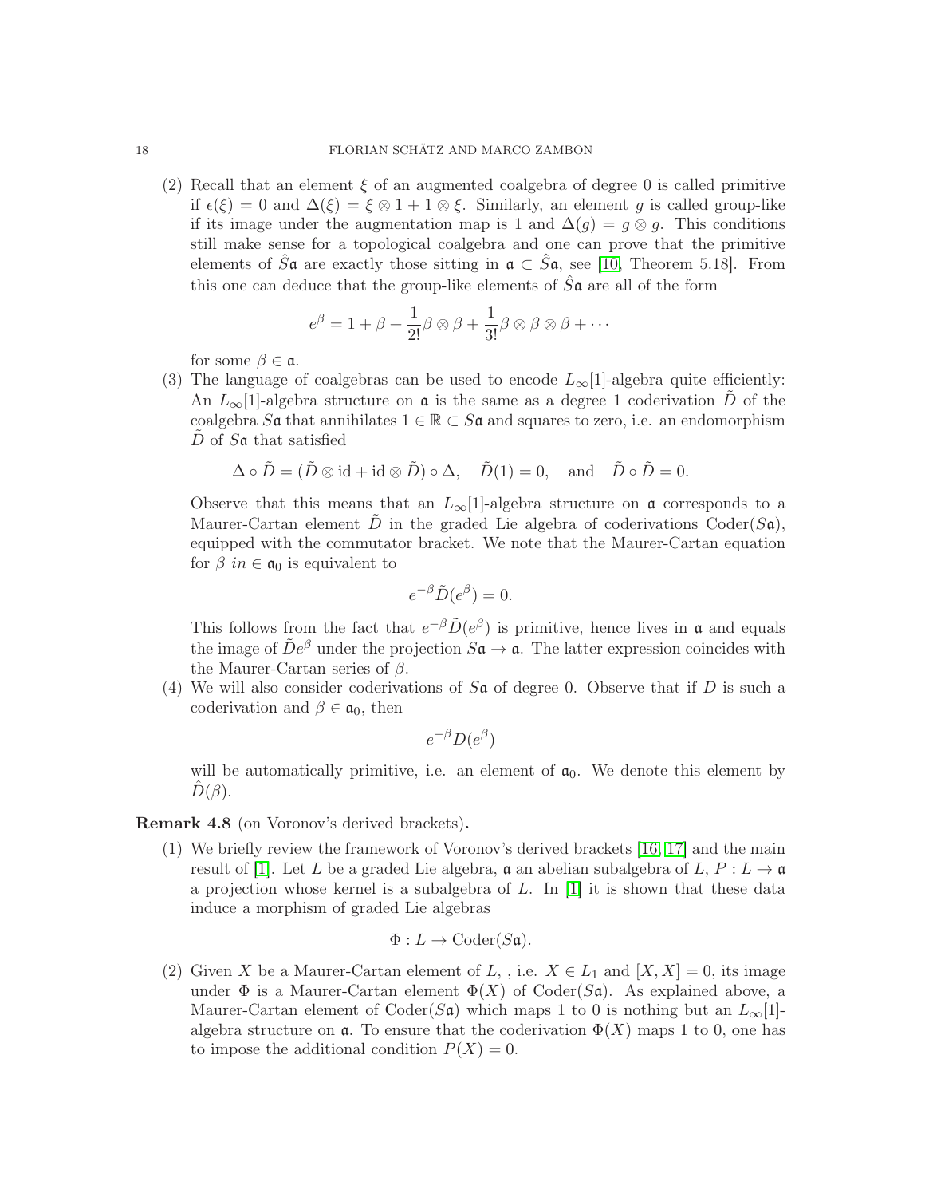(2) Recall that an element $\xi$ of an augmented coalgebra of degree 0 is called primitive if $\epsilon(\xi) = 0$ and $\Delta(\xi) = \xi \otimes 1 + 1 \otimes \xi$. Similarly, an element $g$ is called group-like if its image under the augmentation map is 1 and $\Delta(g) = g \otimes g$. This conditions still make sense for a topological coalgebra and one can prove that the primitive elements of $\hat{S}\mathfrak{a}$ are exactly those sitting in $\mathfrak{a} \subset \hat{S}\mathfrak{a}$, see [10, Theorem 5.18]. From this one can deduce that the group-like elements of $\hat{S}\mathfrak{a}$ are all of the form

$$e^{\beta} = 1 + \beta + \frac{1}{2!}\beta \otimes \beta + \frac{1}{3!}\beta \otimes \beta \otimes \beta + \cdots$$

for some $\beta \in \mathfrak{a}$.

(3) The language of coalgebras can be used to encode $L_\infty[1]$-algebra quite efficiently: An $L_\infty[1]$-algebra structure on $\mathfrak{a}$ is the same as a degree 1 coderivation $\tilde{D}$ of the coalgebra $S\mathfrak{a}$ that annihilates $1 \in \mathbb{R} \subset S\mathfrak{a}$ and squares to zero, i.e. an endomorphism $\tilde{D}$ of $S\mathfrak{a}$ that satisfied

$$\Delta \circ \tilde{D} = (\tilde{D} \otimes \mathrm{id} + \mathrm{id} \otimes \tilde{D}) \circ \Delta, \quad \tilde{D}(1) = 0, \quad \text{and} \quad \tilde{D} \circ \tilde{D} = 0.$$

Observe that this means that an $L_\infty[1]$-algebra structure on $\mathfrak{a}$ corresponds to a Maurer-Cartan element $\tilde{D}$ in the graded Lie algebra of coderivations $\mathrm{Coder}(S\mathfrak{a})$, equipped with the commutator bracket. We note that the Maurer-Cartan equation for $\beta$ $in \in \mathfrak{a}_0$ is equivalent to

$$e^{-\beta}\tilde{D}(e^{\beta}) = 0.$$

This follows from the fact that $e^{-\beta}\tilde{D}(e^{\beta})$ is primitive, hence lives in $\mathfrak{a}$ and equals the image of $\tilde{D}e^{\beta}$ under the projection $S\mathfrak{a} \to \mathfrak{a}$. The latter expression coincides with the Maurer-Cartan series of $\beta$.

(4) We will also consider coderivations of $S\mathfrak{a}$ of degree 0. Observe that if $D$ is such a coderivation and $\beta \in \mathfrak{a}_0$, then

$$e^{-\beta}D(e^{\beta})$$

will be automatically primitive, i.e. an element of $\mathfrak{a}_0$. We denote this element by $\hat{D}(\beta)$.

**Remark 4.8** (on Voronov's derived brackets)**.**

(1) We briefly review the framework of Voronov's derived brackets [16, 17] and the main result of [1]. Let $L$ be a graded Lie algebra, $\mathfrak{a}$ an abelian subalgebra of $L$, $P : L \to \mathfrak{a}$ a projection whose kernel is a subalgebra of $L$. In [1] it is shown that these data induce a morphism of graded Lie algebras

$$\Phi : L \to \mathrm{Coder}(S\mathfrak{a}).$$

(2) Given $X$ be a Maurer-Cartan element of $L$, , i.e. $X \in L_1$ and $[X, X] = 0$, its image under $\Phi$ is a Maurer-Cartan element $\Phi(X)$ of $\mathrm{Coder}(S\mathfrak{a})$. As explained above, a Maurer-Cartan element of $\mathrm{Coder}(S\mathfrak{a})$ which maps 1 to 0 is nothing but an $L_\infty[1]$-algebra structure on $\mathfrak{a}$. To ensure that the coderivation $\Phi(X)$ maps 1 to 0, one has to impose the additional condition $P(X) = 0$.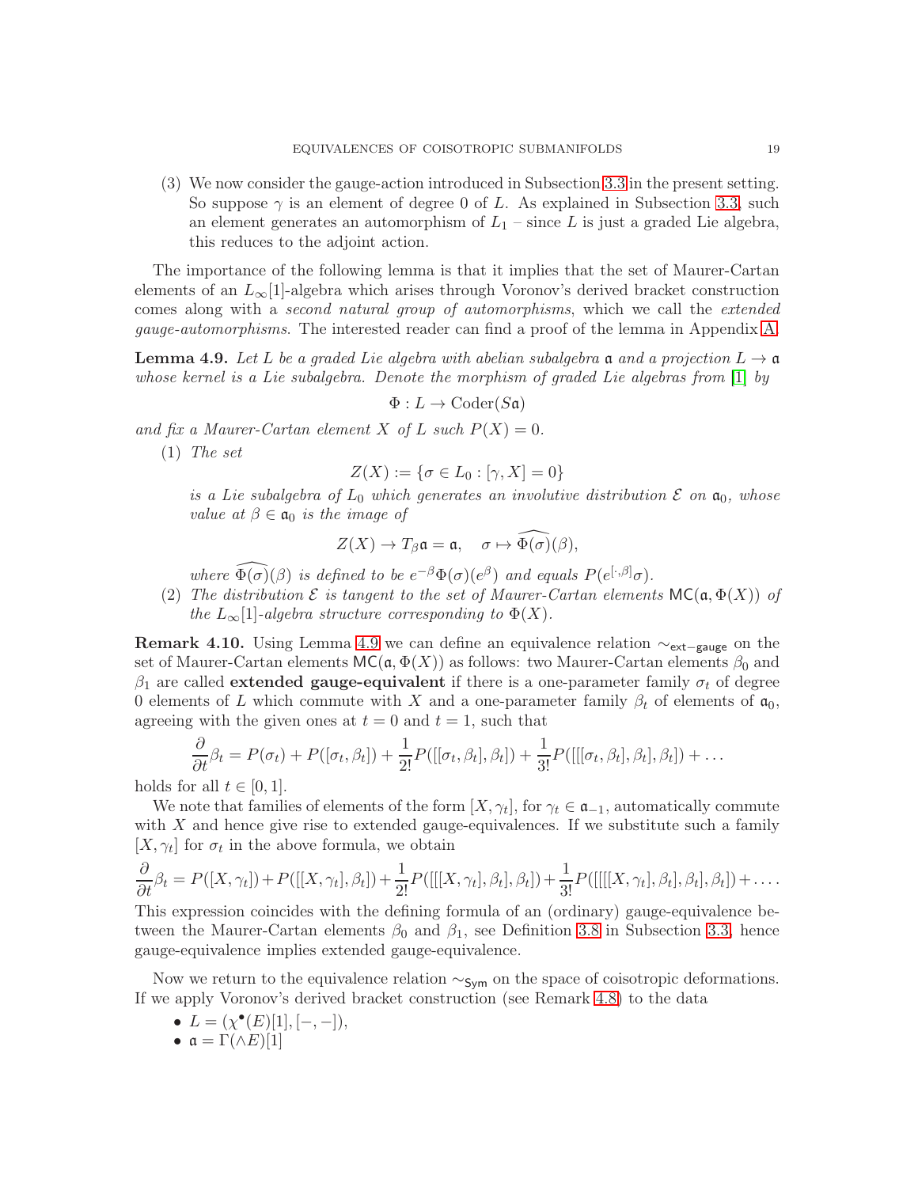(3) We now consider the gauge-action introduced in Subsection 3.3 in the present setting. So suppose $\gamma$ is an element of degree 0 of $L$. As explained in Subsection 3.3, such an element generates an automorphism of $L_1$ – since $L$ is just a graded Lie algebra, this reduces to the adjoint action.

The importance of the following lemma is that it implies that the set of Maurer-Cartan elements of an $L_\infty[1]$-algebra which arises through Voronov's derived bracket construction comes along with a *second natural group of automorphisms*, which we call the *extended gauge-automorphisms*. The interested reader can find a proof of the lemma in Appendix A.

**Lemma 4.9.** *Let $L$ be a graded Lie algebra with abelian subalgebra $\mathfrak{a}$ and a projection $L \to \mathfrak{a}$ whose kernel is a Lie subalgebra. Denote the morphism of graded Lie algebras from [1] by*

$$\Phi : L \to \mathrm{Coder}(S\mathfrak{a})$$

*and fix a Maurer-Cartan element $X$ of $L$ such $P(X) = 0$.*

(1) *The set*

$$Z(X) := \{\sigma \in L_0 : [\gamma, X] = 0\}$$

*is a Lie subalgebra of $L_0$ which generates an involutive distribution $\mathcal{E}$ on $\mathfrak{a}_0$, whose value at $\beta \in \mathfrak{a}_0$ is the image of*

$$Z(X) \to T_\beta \mathfrak{a} = \mathfrak{a}, \quad \sigma \mapsto \widehat{\Phi(\sigma)}(\beta),$$

*where $\widehat{\Phi(\sigma)}(\beta)$ is defined to be $e^{-\beta}\Phi(\sigma)(e^\beta)$ and equals $P(e^{[\cdot,\beta]}\sigma)$.*

(2) *The distribution $\mathcal{E}$ is tangent to the set of Maurer-Cartan elements $\mathsf{MC}(\mathfrak{a}, \Phi(X))$ of the $L_\infty[1]$-algebra structure corresponding to $\Phi(X)$.*

**Remark 4.10.** Using Lemma 4.9 we can define an equivalence relation $\sim_{\mathsf{ext-gauge}}$ on the set of Maurer-Cartan elements $\mathsf{MC}(\mathfrak{a}, \Phi(X))$ as follows: two Maurer-Cartan elements $\beta_0$ and $\beta_1$ are called **extended gauge-equivalent** if there is a one-parameter family $\sigma_t$ of degree 0 elements of $L$ which commute with $X$ and a one-parameter family $\beta_t$ of elements of $\mathfrak{a}_0$, agreeing with the given ones at $t = 0$ and $t = 1$, such that

$$\frac{\partial}{\partial t}\beta_t = P(\sigma_t) + P([\sigma_t, \beta_t]) + \frac{1}{2!}P([[\sigma_t, \beta_t], \beta_t]) + \frac{1}{3!}P([[[\sigma_t, \beta_t], \beta_t], \beta_t]) + \dots$$

holds for all $t \in [0, 1]$.

We note that families of elements of the form $[X, \gamma_t]$, for $\gamma_t \in \mathfrak{a}_{-1}$, automatically commute with $X$ and hence give rise to extended gauge-equivalences. If we substitute such a family $[X, \gamma_t]$ for $\sigma_t$ in the above formula, we obtain

$$\frac{\partial}{\partial t}\beta_t = P([X, \gamma_t]) + P([[X, \gamma_t], \beta_t]) + \frac{1}{2!}P([[[X, \gamma_t], \beta_t], \beta_t]) + \frac{1}{3!}P([[[[X, \gamma_t], \beta_t], \beta_t], \beta_t]) + \dots.$$

This expression coincides with the defining formula of an (ordinary) gauge-equivalence between the Maurer-Cartan elements $\beta_0$ and $\beta_1$, see Definition 3.8 in Subsection 3.3, hence gauge-equivalence implies extended gauge-equivalence.

Now we return to the equivalence relation $\sim_{\mathsf{Sym}}$ on the space of coisotropic deformations. If we apply Voronov's derived bracket construction (see Remark 4.8) to the data

- $L = (\chi^\bullet(E)[1], [-,-])$,
- $\mathfrak{a} = \Gamma(\wedge E)[1]$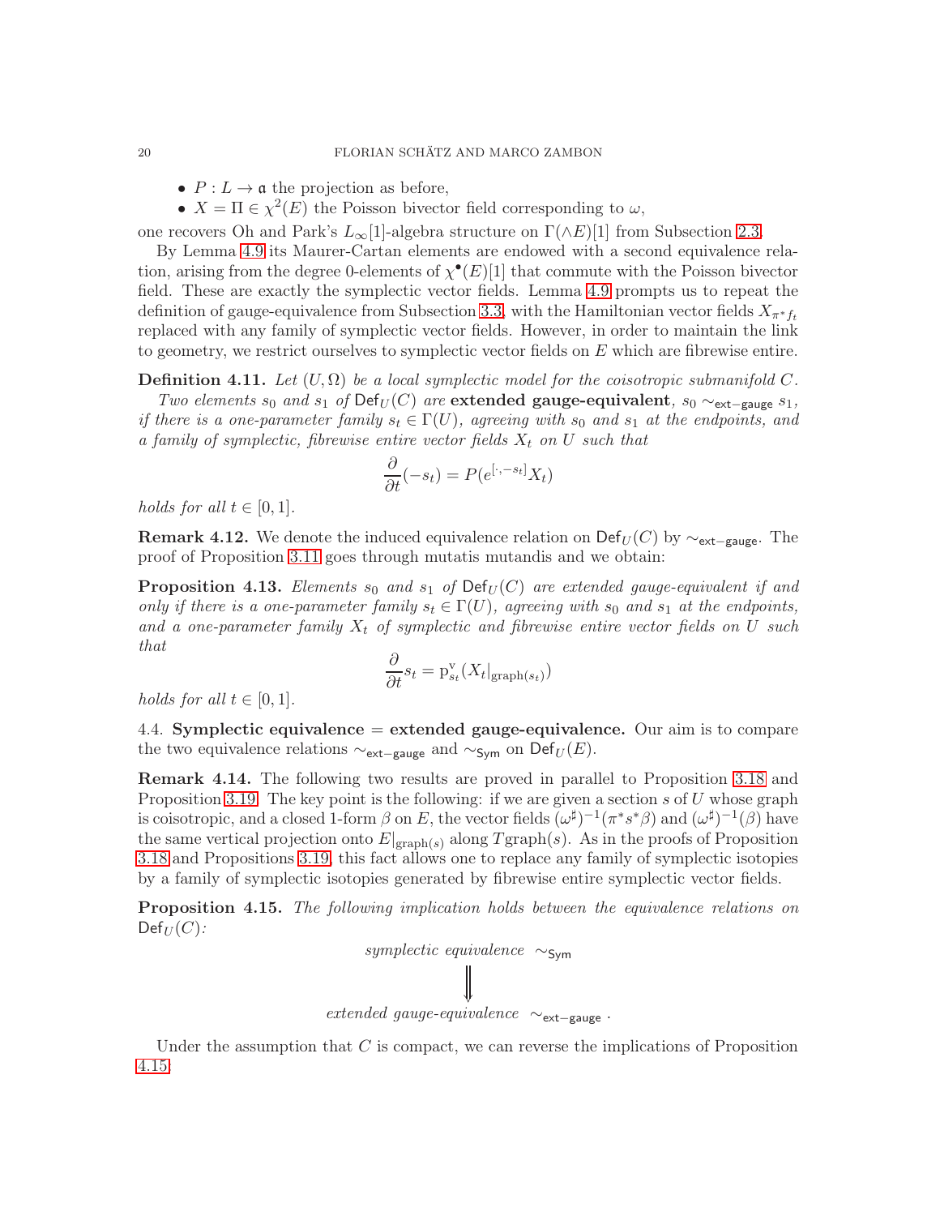- $P : L \to \mathfrak{a}$ the projection as before,
- $X = \Pi \in \chi^2(E)$ the Poisson bivector field corresponding to $\omega$,

one recovers Oh and Park's $L_\infty[1]$-algebra structure on $\Gamma(\wedge E)[1]$ from Subsection 2.3.

By Lemma 4.9 its Maurer-Cartan elements are endowed with a second equivalence relation, arising from the degree 0-elements of $\chi^\bullet(E)[1]$ that commute with the Poisson bivector field. These are exactly the symplectic vector fields. Lemma 4.9 prompts us to repeat the definition of gauge-equivalence from Subsection 3.3, with the Hamiltonian vector fields $X_{\pi^* f_t}$ replaced with any family of symplectic vector fields. However, in order to maintain the link to geometry, we restrict ourselves to symplectic vector fields on $E$ which are fibrewise entire.

**Definition 4.11.** *Let $(U, \Omega)$ be a local symplectic model for the coisotropic submanifold $C$.*

*Two elements $s_0$ and $s_1$ of $\mathsf{Def}_U(C)$ are* **extended gauge-equivalent**, *$s_0 \sim_{\mathsf{ext-gauge}} s_1$, if there is a one-parameter family $s_t \in \Gamma(U)$, agreeing with $s_0$ and $s_1$ at the endpoints, and a family of symplectic, fibrewise entire vector fields $X_t$ on $U$ such that*

$$\frac{\partial}{\partial t}(-s_t) = P(e^{[\cdot, -s_t]} X_t)$$

*holds for all $t \in [0,1]$.*

**Remark 4.12.** We denote the induced equivalence relation on $\mathsf{Def}_U(C)$ by $\sim_{\mathsf{ext-gauge}}$. The proof of Proposition 3.11 goes through mutatis mutandis and we obtain:

**Proposition 4.13.** *Elements $s_0$ and $s_1$ of $\mathsf{Def}_U(C)$ are extended gauge-equivalent if and only if there is a one-parameter family $s_t \in \Gamma(U)$, agreeing with $s_0$ and $s_1$ at the endpoints, and a one-parameter family $X_t$ of symplectic and fibrewise entire vector fields on $U$ such that*

$$\frac{\partial}{\partial t} s_t = \mathrm{p}^{\mathrm{v}}_{s_t}(X_t|_{\mathrm{graph}(s_t)})$$

*holds for all $t \in [0,1]$.*

4.4. **Symplectic equivalence = extended gauge-equivalence.** Our aim is to compare the two equivalence relations $\sim_{\mathsf{ext-gauge}}$ and $\sim_{\mathsf{Sym}}$ on $\mathsf{Def}_U(E)$.

**Remark 4.14.** The following two results are proved in parallel to Proposition 3.18 and Proposition 3.19. The key point is the following: if we are given a section $s$ of $U$ whose graph is coisotropic, and a closed 1-form $\beta$ on $E$, the vector fields $(\omega^\sharp)^{-1}(\pi^* s^* \beta)$ and $(\omega^\sharp)^{-1}(\beta)$ have the same vertical projection onto $E|_{\mathrm{graph}(s)}$ along $T\mathrm{graph}(s)$. As in the proofs of Proposition 3.18 and Propositions 3.19, this fact allows one to replace any family of symplectic isotopies by a family of symplectic isotopies generated by fibrewise entire symplectic vector fields.

**Proposition 4.15.** *The following implication holds between the equivalence relations on $\mathsf{Def}_U(C)$:*

$$\begin{array}{c} \textit{symplectic equivalence } \sim_{\mathsf{Sym}} \\ \Downarrow \\ \textit{extended gauge-equivalence } \sim_{\mathsf{ext-gauge}} . \end{array}$$

Under the assumption that $C$ is compact, we can reverse the implications of Proposition 4.15: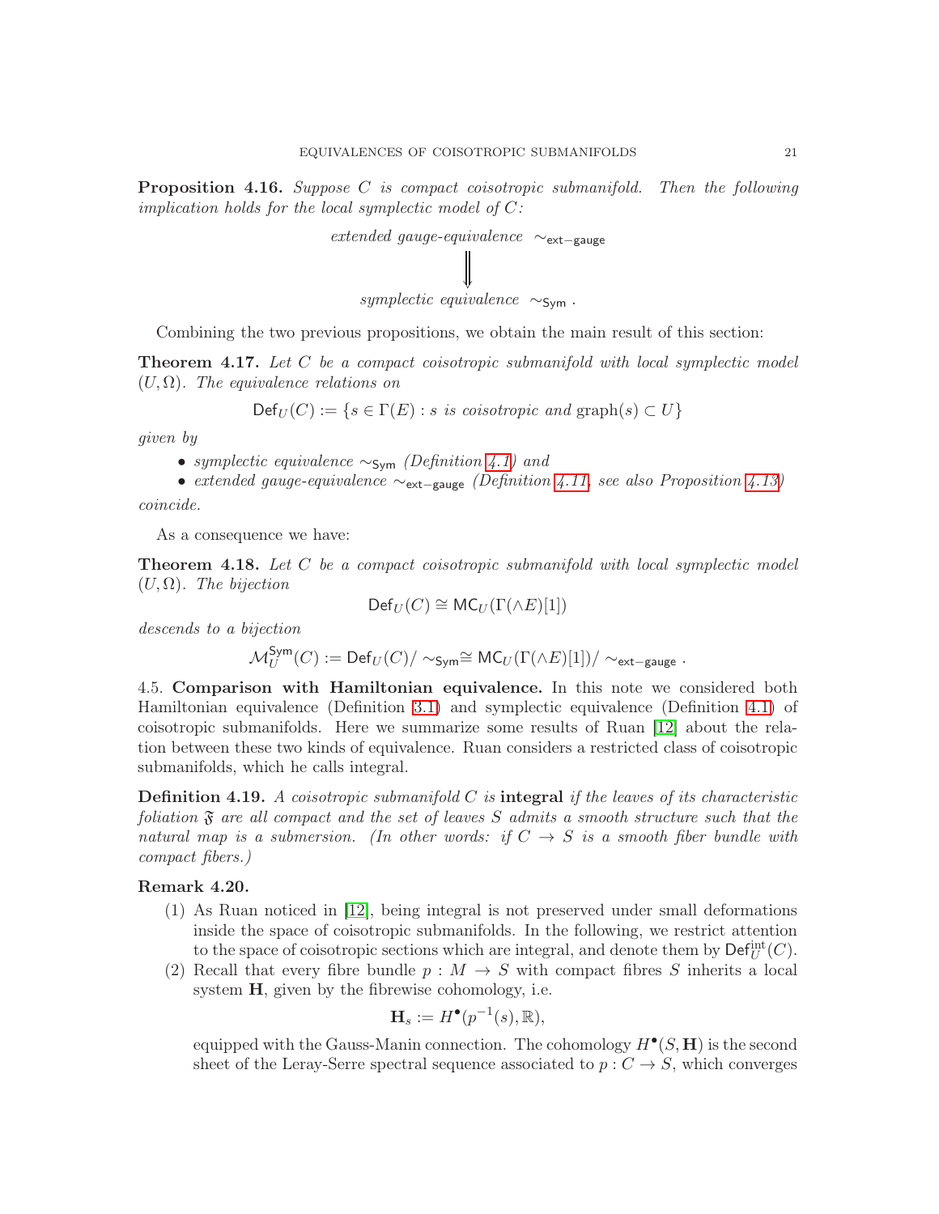**Proposition 4.16.** *Suppose $C$ is compact coisotropic submanifold. Then the following implication holds for the local symplectic model of $C$:*

$$\begin{array}{c} \textit{extended gauge-equivalence } \sim_{\mathsf{ext-gauge}} \\ \Downarrow \\ \textit{symplectic equivalence } \sim_{\mathsf{Sym}} . \end{array}$$

Combining the two previous propositions, we obtain the main result of this section:

**Theorem 4.17.** *Let $C$ be a compact coisotropic submanifold with local symplectic model $(U, \Omega)$. The equivalence relations on*

$$\mathsf{Def}_U(C) := \{s \in \Gamma(E) : s \textit{ is coisotropic and } \mathrm{graph}(s) \subset U\}$$

*given by*

- *symplectic equivalence $\sim_{\mathsf{Sym}}$ (Definition 4.1) and*
- *extended gauge-equivalence $\sim_{\mathsf{ext-gauge}}$ (Definition 4.11, see also Proposition 4.13)*

*coincide.*

As a consequence we have:

**Theorem 4.18.** *Let $C$ be a compact coisotropic submanifold with local symplectic model $(U, \Omega)$. The bijection*

$$\mathsf{Def}_U(C) \cong \mathsf{MC}_U(\Gamma(\wedge E)[1])$$

*descends to a bijection*

$$\mathcal{M}_U^{\mathsf{Sym}}(C) := \mathsf{Def}_U(C)/\sim_{\mathsf{Sym}} \cong \mathsf{MC}_U(\Gamma(\wedge E)[1])/\sim_{\mathsf{ext-gauge}} .$$

4.5. **Comparison with Hamiltonian equivalence.** In this note we considered both Hamiltonian equivalence (Definition 3.1) and symplectic equivalence (Definition 4.1) of coisotropic submanifolds. Here we summarize some results of Ruan [12] about the relation between these two kinds of equivalence. Ruan considers a restricted class of coisotropic submanifolds, which he calls integral.

**Definition 4.19.** *A coisotropic submanifold $C$ is* **integral** *if the leaves of its characteristic foliation $\mathfrak{F}$ are all compact and the set of leaves $S$ admits a smooth structure such that the natural map is a submersion. (In other words: if $C \to S$ is a smooth fiber bundle with compact fibers.)*

**Remark 4.20.**

1. As Ruan noticed in [12], being integral is not preserved under small deformations inside the space of coisotropic submanifolds. In the following, we restrict attention to the space of coisotropic sections which are integral, and denote them by $\mathsf{Def}_U^{\mathrm{int}}(C)$.
2. Recall that every fibre bundle $p : M \to S$ with compact fibres $S$ inherits a local system $\mathbf{H}$, given by the fibrewise cohomology, i.e.

$$\mathbf{H}_s := H^\bullet(p^{-1}(s), \mathbb{R}),$$

equipped with the Gauss-Manin connection. The cohomology $H^\bullet(S, \mathbf{H})$ is the second sheet of the Leray-Serre spectral sequence associated to $p : C \to S$, which converges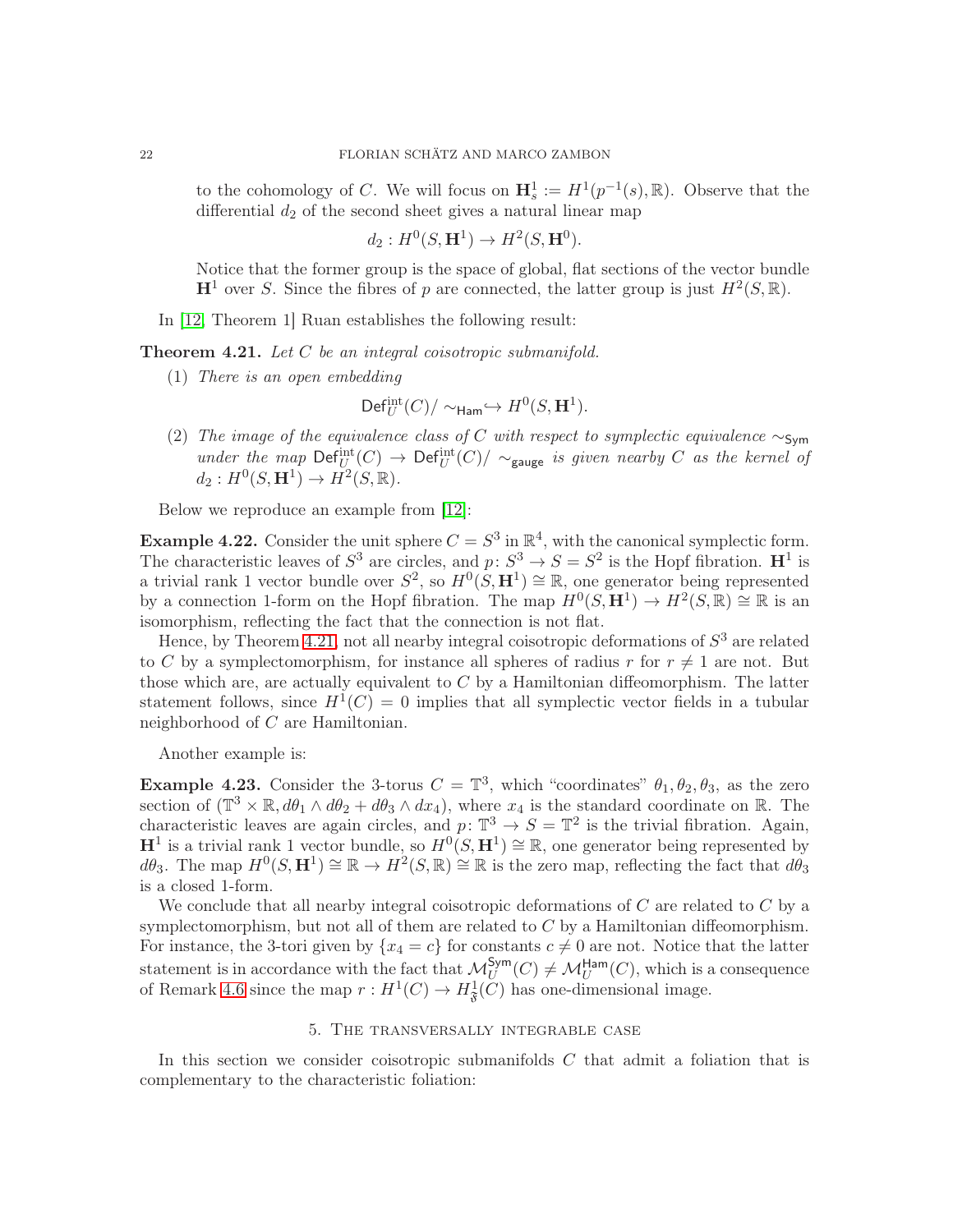to the cohomology of $C$. We will focus on $\mathbf{H}^1_s := H^1(p^{-1}(s), \mathbb{R})$. Observe that the differential $d_2$ of the second sheet gives a natural linear map

$$d_2 : H^0(S, \mathbf{H}^1) \to H^2(S, \mathbf{H}^0).$$

Notice that the former group is the space of global, flat sections of the vector bundle $\mathbf{H}^1$ over $S$. Since the fibres of $p$ are connected, the latter group is just $H^2(S, \mathbb{R})$.

In [12, Theorem 1] Ruan establishes the following result:

**Theorem 4.21.** *Let $C$ be an integral coisotropic submanifold.*

1. *There is an open embedding*
$$\mathsf{Def}^{\mathrm{int}}_U(C)/\sim_{\mathsf{Ham}} \hookrightarrow H^0(S, \mathbf{H}^1).$$
2. *The image of the equivalence class of $C$ with respect to symplectic equivalence $\sim_{\mathsf{Sym}}$ under the map $\mathsf{Def}^{\mathrm{int}}_U(C) \to \mathsf{Def}^{\mathrm{int}}_U(C)/\sim_{\mathsf{gauge}}$ is given nearby $C$ as the kernel of $d_2 : H^0(S, \mathbf{H}^1) \to H^2(S, \mathbb{R})$.*

Below we reproduce an example from [12]:

**Example 4.22.** Consider the unit sphere $C = S^3$ in $\mathbb{R}^4$, with the canonical symplectic form. The characteristic leaves of $S^3$ are circles, and $p: S^3 \to S = S^2$ is the Hopf fibration. $\mathbf{H}^1$ is a trivial rank 1 vector bundle over $S^2$, so $H^0(S, \mathbf{H}^1) \cong \mathbb{R}$, one generator being represented by a connection 1-form on the Hopf fibration. The map $H^0(S, \mathbf{H}^1) \to H^2(S, \mathbb{R}) \cong \mathbb{R}$ is an isomorphism, reflecting the fact that the connection is not flat.

Hence, by Theorem 4.21, not all nearby integral coisotropic deformations of $S^3$ are related to $C$ by a symplectomorphism, for instance all spheres of radius $r$ for $r \neq 1$ are not. But those which are, are actually equivalent to $C$ by a Hamiltonian diffeomorphism. The latter statement follows, since $H^1(C) = 0$ implies that all symplectic vector fields in a tubular neighborhood of $C$ are Hamiltonian.

Another example is:

**Example 4.23.** Consider the 3-torus $C = \mathbb{T}^3$, which "coordinates" $\theta_1, \theta_2, \theta_3$, as the zero section of $(\mathbb{T}^3 \times \mathbb{R}, d\theta_1 \wedge d\theta_2 + d\theta_3 \wedge dx_4)$, where $x_4$ is the standard coordinate on $\mathbb{R}$. The characteristic leaves are again circles, and $p: \mathbb{T}^3 \to S = \mathbb{T}^2$ is the trivial fibration. Again, $\mathbf{H}^1$ is a trivial rank 1 vector bundle, so $H^0(S, \mathbf{H}^1) \cong \mathbb{R}$, one generator being represented by $d\theta_3$. The map $H^0(S, \mathbf{H}^1) \cong \mathbb{R} \to H^2(S, \mathbb{R}) \cong \mathbb{R}$ is the zero map, reflecting the fact that $d\theta_3$ is a closed 1-form.

We conclude that all nearby integral coisotropic deformations of $C$ are related to $C$ by a symplectomorphism, but not all of them are related to $C$ by a Hamiltonian diffeomorphism. For instance, the 3-tori given by $\{x_4 = c\}$ for constants $c \neq 0$ are not. Notice that the latter statement is in accordance with the fact that $\mathcal{M}^{\mathsf{Sym}}_U(C) \neq \mathcal{M}^{\mathsf{Ham}}_U(C)$, which is a consequence of Remark 4.6 since the map $r : H^1(C) \to H^1_{\mathfrak{F}}(C)$ has one-dimensional image.

## 5. The transversally integrable case

In this section we consider coisotropic submanifolds $C$ that admit a foliation that is complementary to the characteristic foliation: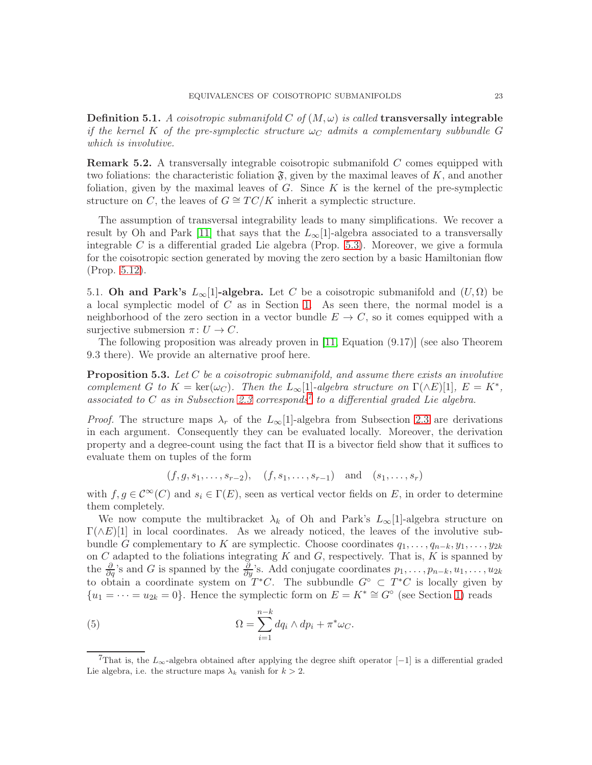**Definition 5.1.** *A coisotropic submanifold $C$ of $(M, \omega)$ is called* **transversally integrable** *if the kernel $K$ of the pre-symplectic structure $\omega_C$ admits a complementary subbundle $G$ which is involutive.*

**Remark 5.2.** A transversally integrable coisotropic submanifold $C$ comes equipped with two foliations: the characteristic foliation $\mathfrak{F}$, given by the maximal leaves of $K$, and another foliation, given by the maximal leaves of $G$. Since $K$ is the kernel of the pre-symplectic structure on $C$, the leaves of $G \cong TC/K$ inherit a symplectic structure.

The assumption of transversal integrability leads to many simplifications. We recover a result by Oh and Park [11] that says that the $L_\infty[1]$-algebra associated to a transversally integrable $C$ is a differential graded Lie algebra (Prop. 5.3). Moreover, we give a formula for the coisotropic section generated by moving the zero section by a basic Hamiltonian flow (Prop. 5.12).

5.1. **Oh and Park's $L_\infty[1]$-algebra.** Let $C$ be a coisotropic submanifold and $(U, \Omega)$ be a local symplectic model of $C$ as in Section 1. As seen there, the normal model is a neighborhood of the zero section in a vector bundle $E \to C$, so it comes equipped with a surjective submersion $\pi \colon U \to C$.

The following proposition was already proven in [11, Equation (9.17)] (see also Theorem 9.3 there). We provide an alternative proof here.

**Proposition 5.3.** *Let $C$ be a coisotropic submanifold, and assume there exists an involutive complement $G$ to $K = \ker(\omega_C)$. Then the $L_\infty[1]$-algebra structure on $\Gamma(\wedge E)[1]$, $E = K^*$, associated to $C$ as in Subsection 2.3 corresponds*[7] *to a differential graded Lie algebra.*

*Proof.* The structure maps $\lambda_r$ of the $L_\infty[1]$-algebra from Subsection 2.3 are derivations in each argument. Consequently they can be evaluated locally. Moreover, the derivation property and a degree-count using the fact that $\Pi$ is a bivector field show that it suffices to evaluate them on tuples of the form

$$(f, g, s_1, \ldots, s_{r-2}), \quad (f, s_1, \ldots, s_{r-1}) \quad \text{and} \quad (s_1, \ldots, s_r)$$

with $f, g \in \mathcal{C}^\infty(C)$ and $s_i \in \Gamma(E)$, seen as vertical vector fields on $E$, in order to determine them completely.

We now compute the multibracket $\lambda_k$ of Oh and Park's $L_\infty[1]$-algebra structure on $\Gamma(\wedge E)[1]$ in local coordinates. As we already noticed, the leaves of the involutive subbundle $G$ complementary to $K$ are symplectic. Choose coordinates $q_1, \ldots, q_{n-k}, y_1, \ldots, y_{2k}$ on $C$ adapted to the foliations integrating $K$ and $G$, respectively. That is, $K$ is spanned by the $\frac{\partial}{\partial q}$'s and $G$ is spanned by the $\frac{\partial}{\partial y}$'s. Add conjugate coordinates $p_1, \ldots, p_{n-k}, u_1, \ldots, u_{2k}$ to obtain a coordinate system on $T^*C$. The subbundle $G^\circ \subset T^*C$ is locally given by $\{u_1 = \cdots = u_{2k} = 0\}$. Hence the symplectic form on $E = K^* \cong G^\circ$ (see Section 1) reads

$$\Omega = \sum_{i=1}^{n-k} dq_i \wedge dp_i + \pi^*\omega_C. \tag{5}$$

[7] That is, the $L_\infty$-algebra obtained after applying the degree shift operator $[-1]$ is a differential graded Lie algebra, i.e. the structure maps $\lambda_k$ vanish for $k > 2$.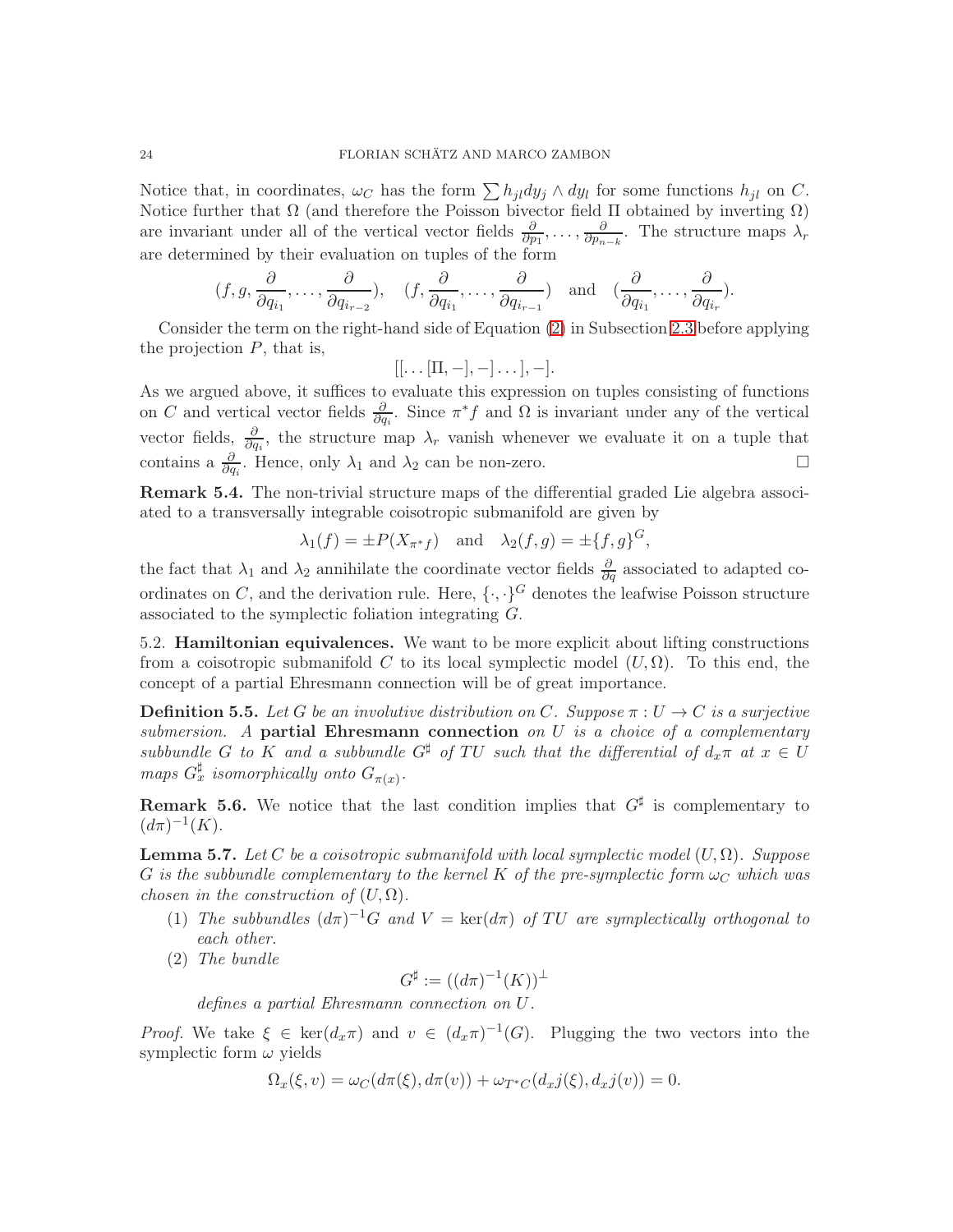Notice that, in coordinates, $\omega_C$ has the form $\sum h_{jl} dy_j \wedge dy_l$ for some functions $h_{jl}$ on $C$. Notice further that $\Omega$ (and therefore the Poisson bivector field $\Pi$ obtained by inverting $\Omega$) are invariant under all of the vertical vector fields $\frac{\partial}{\partial p_1}, \dots, \frac{\partial}{\partial p_{n-k}}$. The structure maps $\lambda_r$ are determined by their evaluation on tuples of the form

$$(f, g, \frac{\partial}{\partial q_{i_1}}, \dots, \frac{\partial}{\partial q_{i_{r-2}}}), \quad (f, \frac{\partial}{\partial q_{i_1}}, \dots, \frac{\partial}{\partial q_{i_{r-1}}}) \quad \text{and} \quad (\frac{\partial}{\partial q_{i_1}}, \dots, \frac{\partial}{\partial q_{i_r}}).$$

Consider the term on the right-hand side of Equation (2) in Subsection 2.3 before applying the projection $P$, that is,

$$[[\dots[\Pi, -], -]\dots], -].$$

As we argued above, it suffices to evaluate this expression on tuples consisting of functions on $C$ and vertical vector fields $\frac{\partial}{\partial q_i}$. Since $\pi^* f$ and $\Omega$ is invariant under any of the vertical vector fields, $\frac{\partial}{\partial q_i}$, the structure map $\lambda_r$ vanish whenever we evaluate it on a tuple that contains a $\frac{\partial}{\partial q_i}$. Hence, only $\lambda_1$ and $\lambda_2$ can be non-zero. $\square$

**Remark 5.4.** The non-trivial structure maps of the differential graded Lie algebra associated to a transversally integrable coisotropic submanifold are given by

$$\lambda_1(f) = \pm P(X_{\pi^* f}) \quad \text{and} \quad \lambda_2(f, g) = \pm \{f, g\}^G,$$

the fact that $\lambda_1$ and $\lambda_2$ annihilate the coordinate vector fields $\frac{\partial}{\partial q}$ associated to adapted coordinates on $C$, and the derivation rule. Here, $\{\cdot, \cdot\}^G$ denotes the leafwise Poisson structure associated to the symplectic foliation integrating $G$.

5.2. **Hamiltonian equivalences.** We want to be more explicit about lifting constructions from a coisotropic submanifold $C$ to its local symplectic model $(U, \Omega)$. To this end, the concept of a partial Ehresmann connection will be of great importance.

**Definition 5.5.** *Let $G$ be an involutive distribution on $C$. Suppose $\pi : U \to C$ is a surjective submersion. A* **partial Ehresmann connection** *on $U$ is a choice of a complementary subbundle $G$ to $K$ and a subbundle $G^\sharp$ of $TU$ such that the differential of $d_x\pi$ at $x \in U$ maps $G^\sharp_x$ isomorphically onto $G_{\pi(x)}$.*

**Remark 5.6.** We notice that the last condition implies that $G^\sharp$ is complementary to $(d\pi)^{-1}(K)$.

**Lemma 5.7.** *Let $C$ be a coisotropic submanifold with local symplectic model $(U, \Omega)$. Suppose $G$ is the subbundle complementary to the kernel $K$ of the pre-symplectic form $\omega_C$ which was chosen in the construction of $(U, \Omega)$.*

1. *The subbundles $(d\pi)^{-1}G$ and $V = \ker(d\pi)$ of $TU$ are symplectically orthogonal to each other.*
2. *The bundle*
$$G^\sharp := ((d\pi)^{-1}(K))^\perp$$
*defines a partial Ehresmann connection on $U$.*

*Proof.* We take $\xi \in \ker(d_x\pi)$ and $v \in (d_x\pi)^{-1}(G)$. Plugging the two vectors into the symplectic form $\omega$ yields

$$\Omega_x(\xi, v) = \omega_C(d\pi(\xi), d\pi(v)) + \omega_{T^*C}(d_x j(\xi), d_x j(v)) = 0.$$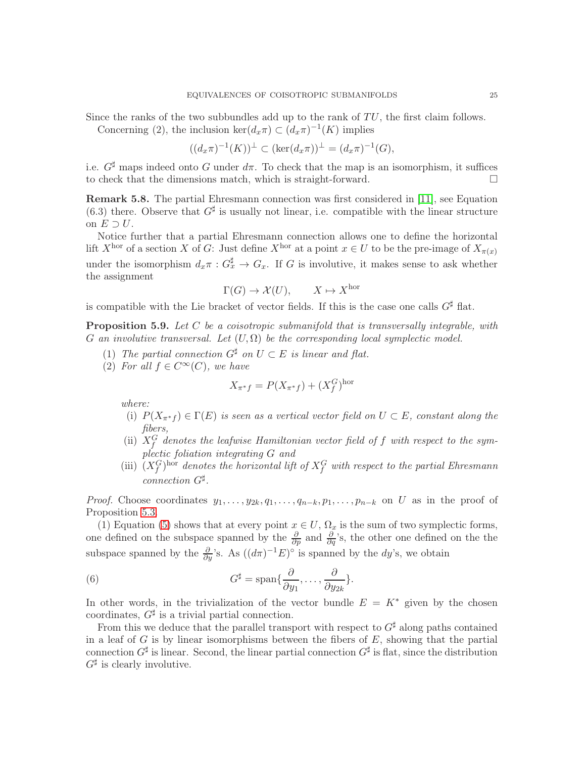Since the ranks of the two subbundles add up to the rank of $TU$, the first claim follows.

Concerning (2), the inclusion $\ker(d_x\pi) \subset (d_x\pi)^{-1}(K)$ implies

$$((d_x\pi)^{-1}(K))^{\perp} \subset (\ker(d_x\pi))^{\perp} = (d_x\pi)^{-1}(G),$$

i.e. $G^\sharp$ maps indeed onto $G$ under $d\pi$. To check that the map is an isomorphism, it suffices to check that the dimensions match, which is straight-forward. $\square$

**Remark 5.8.** The partial Ehresmann connection was first considered in [11], see Equation (6.3) there. Observe that $G^\sharp$ is usually not linear, i.e. compatible with the linear structure on $E \supset U$.

Notice further that a partial Ehresmann connection allows one to define the horizontal lift $X^{\text{hor}}$ of a section $X$ of $G$: Just define $X^{\text{hor}}$ at a point $x \in U$ to be the pre-image of $X_{\pi(x)}$ under the isomorphism $d_x\pi : G^\sharp_x \to G_x$. If $G$ is involutive, it makes sense to ask whether the assignment

$$\Gamma(G) \to \mathcal{X}(U), \qquad X \mapsto X^{\text{hor}}$$

is compatible with the Lie bracket of vector fields. If this is the case one calls $G^\sharp$ flat.

**Proposition 5.9.** *Let $C$ be a coisotropic submanifold that is transversally integrable, with $G$ an involutive transversal. Let $(U, \Omega)$ be the corresponding local symplectic model.*

1. *The partial connection $G^\sharp$ on $U \subset E$ is linear and flat.*
2. *For all $f \in C^\infty(C)$, we have*

$$X_{\pi^* f} = P(X_{\pi^* f}) + (X_f^G)^{\text{hor}}$$

*where:*

   - (i) *$P(X_{\pi^* f}) \in \Gamma(E)$ is seen as a vertical vector field on $U \subset E$, constant along the fibers,*
   - (ii) *$X_f^G$ denotes the leafwise Hamiltonian vector field of $f$ with respect to the symplectic foliation integrating $G$ and*
   - (iii) *$(X_f^G)^{\text{hor}}$ denotes the horizontal lift of $X_f^G$ with respect to the partial Ehresmann connection $G^\sharp$.*

*Proof.* Choose coordinates $y_1, \ldots, y_{2k}, q_1, \ldots, q_{n-k}, p_1, \ldots, p_{n-k}$ on $U$ as in the proof of Proposition 5.3.

(1) Equation (5) shows that at every point $x \in U$, $\Omega_x$ is the sum of two symplectic forms, one defined on the subspace spanned by the $\frac{\partial}{\partial p}$ and $\frac{\partial}{\partial q}$'s, the other one defined on the the subspace spanned by the $\frac{\partial}{\partial y}$'s. As $((d\pi)^{-1}E)^\circ$ is spanned by the $dy$'s, we obtain

$$G^\sharp = \text{span}\{\frac{\partial}{\partial y_1}, \ldots, \frac{\partial}{\partial y_{2k}}\}. \tag{6}$$

In other words, in the trivialization of the vector bundle $E = K^*$ given by the chosen coordinates, $G^\sharp$ is a trivial partial connection.

From this we deduce that the parallel transport with respect to $G^\sharp$ along paths contained in a leaf of $G$ is by linear isomorphisms between the fibers of $E$, showing that the partial connection $G^\sharp$ is linear. Second, the linear partial connection $G^\sharp$ is flat, since the distribution $G^\sharp$ is clearly involutive.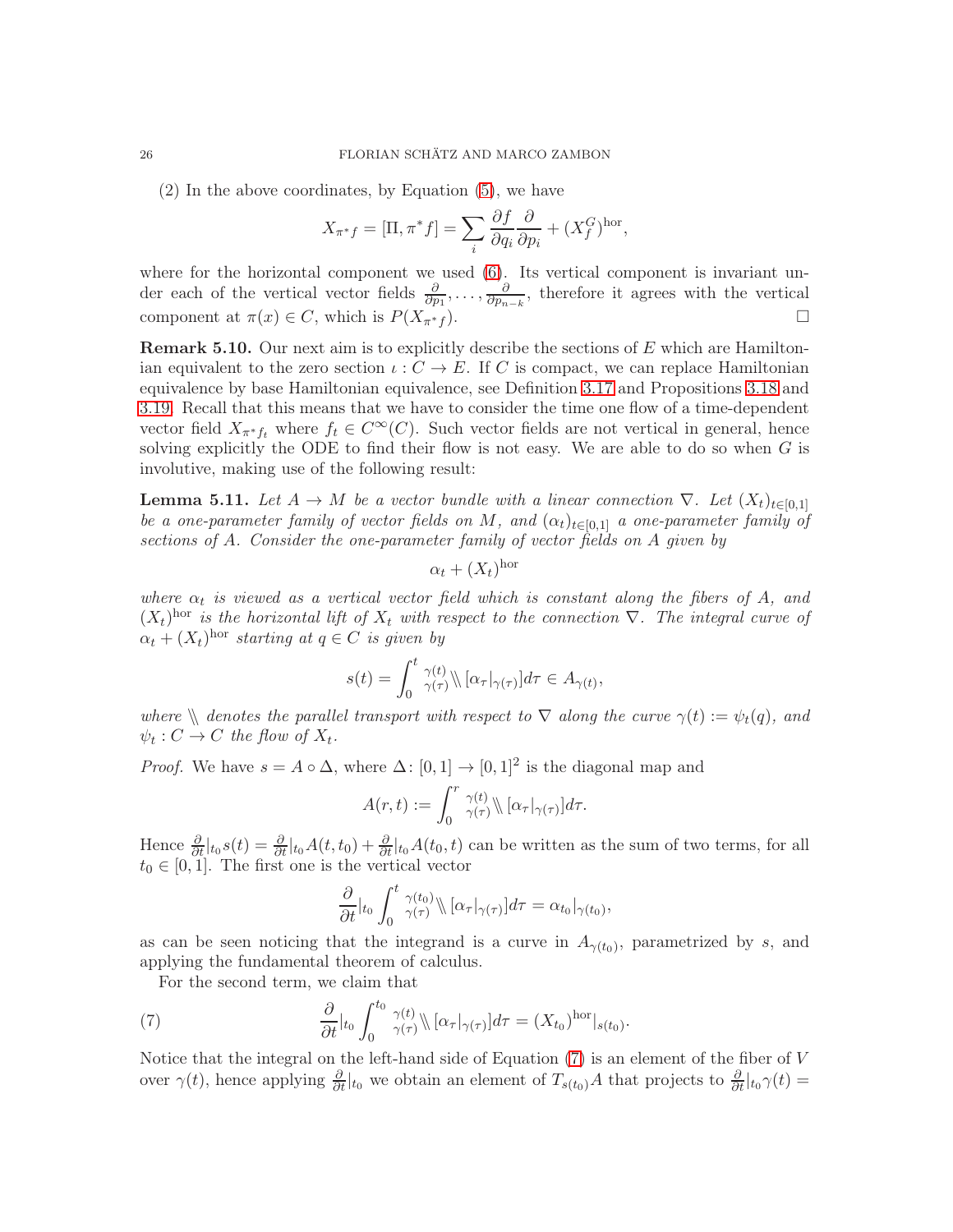(2) In the above coordinates, by Equation (5), we have

$$X_{\pi^* f} = [\Pi, \pi^* f] = \sum_i \frac{\partial f}{\partial q_i}\frac{\partial}{\partial p_i} + (X_f^G)^{\mathrm{hor}},$$

where for the horizontal component we used (6). Its vertical component is invariant under each of the vertical vector fields $\frac{\partial}{\partial p_1}, \dots, \frac{\partial}{\partial p_{n-k}}$, therefore it agrees with the vertical component at $\pi(x) \in C$, which is $P(X_{\pi^* f})$. $\square$

**Remark 5.10.** Our next aim is to explicitly describe the sections of $E$ which are Hamiltonian equivalent to the zero section $\iota : C \to E$. If $C$ is compact, we can replace Hamiltonian equivalence by base Hamiltonian equivalence, see Definition 3.17 and Propositions 3.18 and 3.19. Recall that this means that we have to consider the time one flow of a time-dependent vector field $X_{\pi^* f_t}$ where $f_t \in C^\infty(C)$. Such vector fields are not vertical in general, hence solving explicitly the ODE to find their flow is not easy. We are able to do so when $G$ is involutive, making use of the following result:

**Lemma 5.11.** *Let $A \to M$ be a vector bundle with a linear connection $\nabla$. Let $(X_t)_{t\in[0,1]}$ be a one-parameter family of vector fields on $M$, and $(\alpha_t)_{t\in[0,1]}$ a one-parameter family of sections of $A$. Consider the one-parameter family of vector fields on $A$ given by*

$$\alpha_t + (X_t)^{\mathrm{hor}}$$

*where $\alpha_t$ is viewed as a vertical vector field which is constant along the fibers of $A$, and $(X_t)^{\mathrm{hor}}$ is the horizontal lift of $X_t$ with respect to the connection $\nabla$. The integral curve of $\alpha_t + (X_t)^{\mathrm{hor}}$ starting at $q \in C$ is given by*

$$s(t) = \int_0^t {}^{\gamma(t)}_{\gamma(\tau)}\!\!\mathbin{\backslash\!\backslash} [\alpha_\tau|_{\gamma(\tau)}] d\tau \in A_{\gamma(t)},$$

*where $\mathbin{\backslash\!\backslash}$ denotes the parallel transport with respect to $\nabla$ along the curve $\gamma(t) := \psi_t(q)$, and $\psi_t : C \to C$ the flow of $X_t$.*

*Proof.* We have $s = A \circ \Delta$, where $\Delta \colon [0,1] \to [0,1]^2$ is the diagonal map and

$$A(r,t) := \int_0^r {}^{\gamma(t)}_{\gamma(\tau)}\!\!\mathbin{\backslash\!\backslash} [\alpha_\tau|_{\gamma(\tau)}] d\tau.$$

Hence $\frac{\partial}{\partial t}|_{t_0} s(t) = \frac{\partial}{\partial t}|_{t_0} A(t, t_0) + \frac{\partial}{\partial t}|_{t_0} A(t_0, t)$ can be written as the sum of two terms, for all $t_0 \in [0,1]$. The first one is the vertical vector

$$\frac{\partial}{\partial t}|_{t_0} \int_0^t {}^{\gamma(t_0)}_{\gamma(\tau)}\!\!\mathbin{\backslash\!\backslash} [\alpha_\tau|_{\gamma(\tau)}] d\tau = \alpha_{t_0}|_{\gamma(t_0)},$$

as can be seen noticing that the integrand is a curve in $A_{\gamma(t_0)}$, parametrized by $s$, and applying the fundamental theorem of calculus.

For the second term, we claim that

$$\frac{\partial}{\partial t}|_{t_0} \int_0^{t_0} {}^{\gamma(t)}_{\gamma(\tau)}\!\!\mathbin{\backslash\!\backslash} [\alpha_\tau|_{\gamma(\tau)}] d\tau = (X_{t_0})^{\mathrm{hor}}|_{s(t_0)}. \tag{7}$$

Notice that the integral on the left-hand side of Equation (7) is an element of the fiber of $V$ over $\gamma(t)$, hence applying $\frac{\partial}{\partial t}|_{t_0}$ we obtain an element of $T_{s(t_0)}A$ that projects to $\frac{\partial}{\partial t}|_{t_0}\gamma(t) =$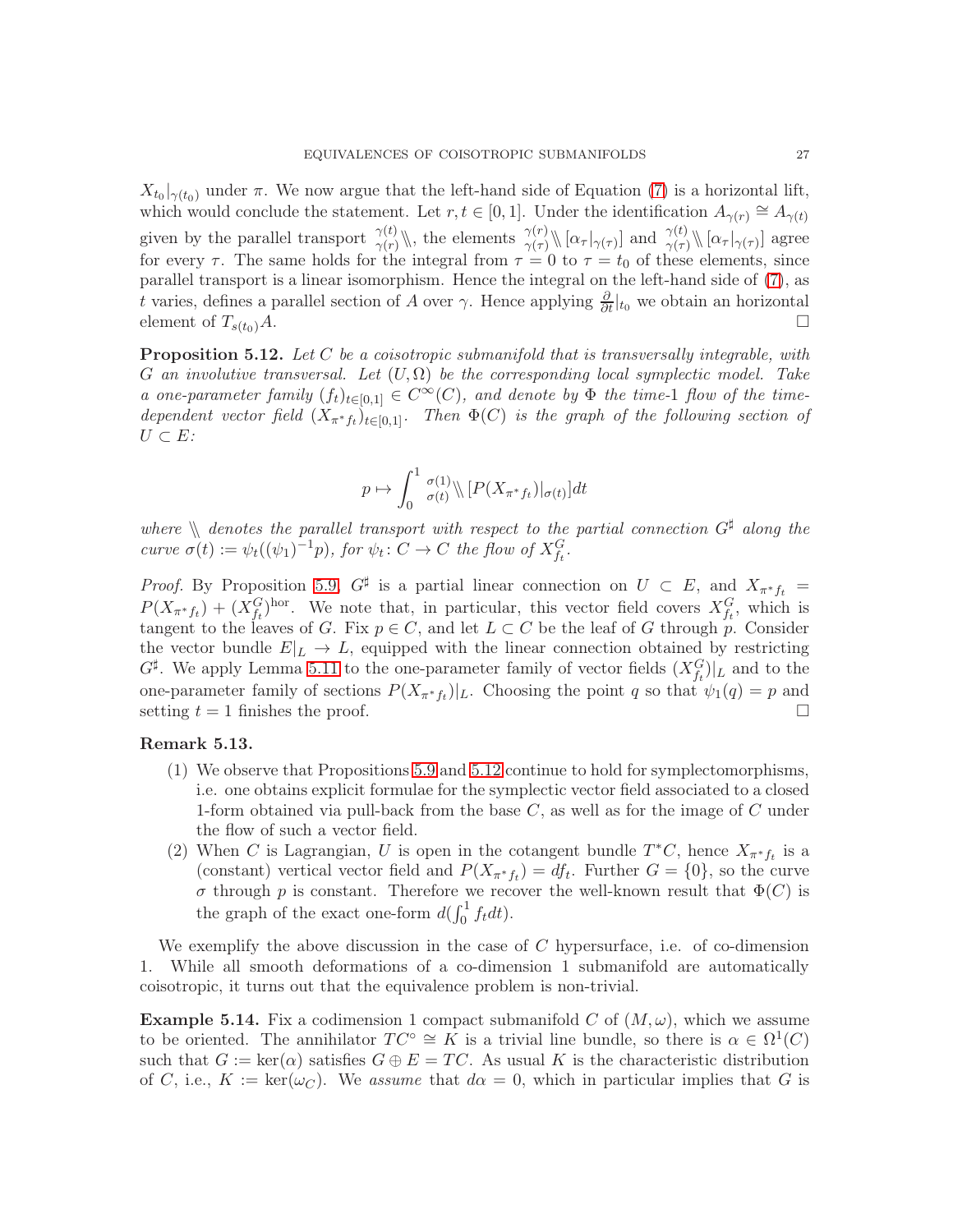$X_{t_0}|_{\gamma(t_0)}$ under $\pi$. We now argue that the left-hand side of Equation (7) is a horizontal lift, which would conclude the statement. Let $r, t \in [0,1]$. Under the identification $A_{\gamma(r)} \cong A_{\gamma(t)}$ given by the parallel transport ${}^{\gamma(t)}_{\gamma(r)}\!\mathbin{\backslash\!\backslash}$, the elements ${}^{\gamma(r)}_{\gamma(\tau)}\!\mathbin{\backslash\!\backslash}[\alpha_\tau|_{\gamma(\tau)}]$ and ${}^{\gamma(t)}_{\gamma(\tau)}\!\mathbin{\backslash\!\backslash}[\alpha_\tau|_{\gamma(\tau)}]$ agree for every $\tau$. The same holds for the integral from $\tau = 0$ to $\tau = t_0$ of these elements, since parallel transport is a linear isomorphism. Hence the integral on the left-hand side of (7), as $t$ varies, defines a parallel section of $A$ over $\gamma$. Hence applying $\frac{\partial}{\partial t}|_{t_0}$ we obtain an horizontal element of $T_{s(t_0)}A$. $\square$

**Proposition 5.12.** *Let $C$ be a coisotropic submanifold that is transversally integrable, with $G$ an involutive transversal. Let $(U, \Omega)$ be the corresponding local symplectic model. Take a one-parameter family $(f_t)_{t\in[0,1]} \in C^\infty(C)$, and denote by $\Phi$ the time-1 flow of the time-dependent vector field $(X_{\pi^* f_t})_{t\in[0,1]}$. Then $\Phi(C)$ is the graph of the following section of $U \subset E$:*

$$p \mapsto \int_0^1 {}^{\sigma(1)}_{\sigma(t)}\!\mathbin{\backslash\!\backslash}[P(X_{\pi^* f_t})|_{\sigma(t)}]dt$$

*where $\mathbin{\backslash\!\backslash}$ denotes the parallel transport with respect to the partial connection $G^\sharp$ along the curve $\sigma(t) := \psi_t((\psi_1)^{-1}p)$, for $\psi_t\colon C \to C$ the flow of $X^G_{f_t}$.*

*Proof.* By Proposition 5.9, $G^\sharp$ is a partial linear connection on $U \subset E$, and $X_{\pi^* f_t} = P(X_{\pi^* f_t}) + (X^G_{f_t})^{\mathrm{hor}}$. We note that, in particular, this vector field covers $X^G_{f_t}$, which is tangent to the leaves of $G$. Fix $p \in C$, and let $L \subset C$ be the leaf of $G$ through $p$. Consider the vector bundle $E|_L \to L$, equipped with the linear connection obtained by restricting $G^\sharp$. We apply Lemma 5.11 to the one-parameter family of vector fields $(X^G_{f_t})|_L$ and to the one-parameter family of sections $P(X_{\pi^* f_t})|_L$. Choosing the point $q$ so that $\psi_1(q) = p$ and setting $t = 1$ finishes the proof. $\square$

**Remark 5.13.**

1. We observe that Propositions 5.9 and 5.12 continue to hold for symplectomorphisms, i.e. one obtains explicit formulae for the symplectic vector field associated to a closed 1-form obtained via pull-back from the base $C$, as well as for the image of $C$ under the flow of such a vector field.
2. When $C$ is Lagrangian, $U$ is open in the cotangent bundle $T^*C$, hence $X_{\pi^* f_t}$ is a (constant) vertical vector field and $P(X_{\pi^* f_t}) = df_t$. Further $G = \{0\}$, so the curve $\sigma$ through $p$ is constant. Therefore we recover the well-known result that $\Phi(C)$ is the graph of the exact one-form $d(\int_0^1 f_t dt)$.

We exemplify the above discussion in the case of $C$ hypersurface, i.e. of co-dimension 1. While all smooth deformations of a co-dimension 1 submanifold are automatically coisotropic, it turns out that the equivalence problem is non-trivial.

**Example 5.14.** Fix a codimension 1 compact submanifold $C$ of $(M, \omega)$, which we assume to be oriented. The annihilator $TC^\circ \cong K$ is a trivial line bundle, so there is $\alpha \in \Omega^1(C)$ such that $G := \ker(\alpha)$ satisfies $G \oplus E = TC$. As usual $K$ is the characteristic distribution of $C$, i.e., $K := \ker(\omega_C)$. We *assume* that $d\alpha = 0$, which in particular implies that $G$ is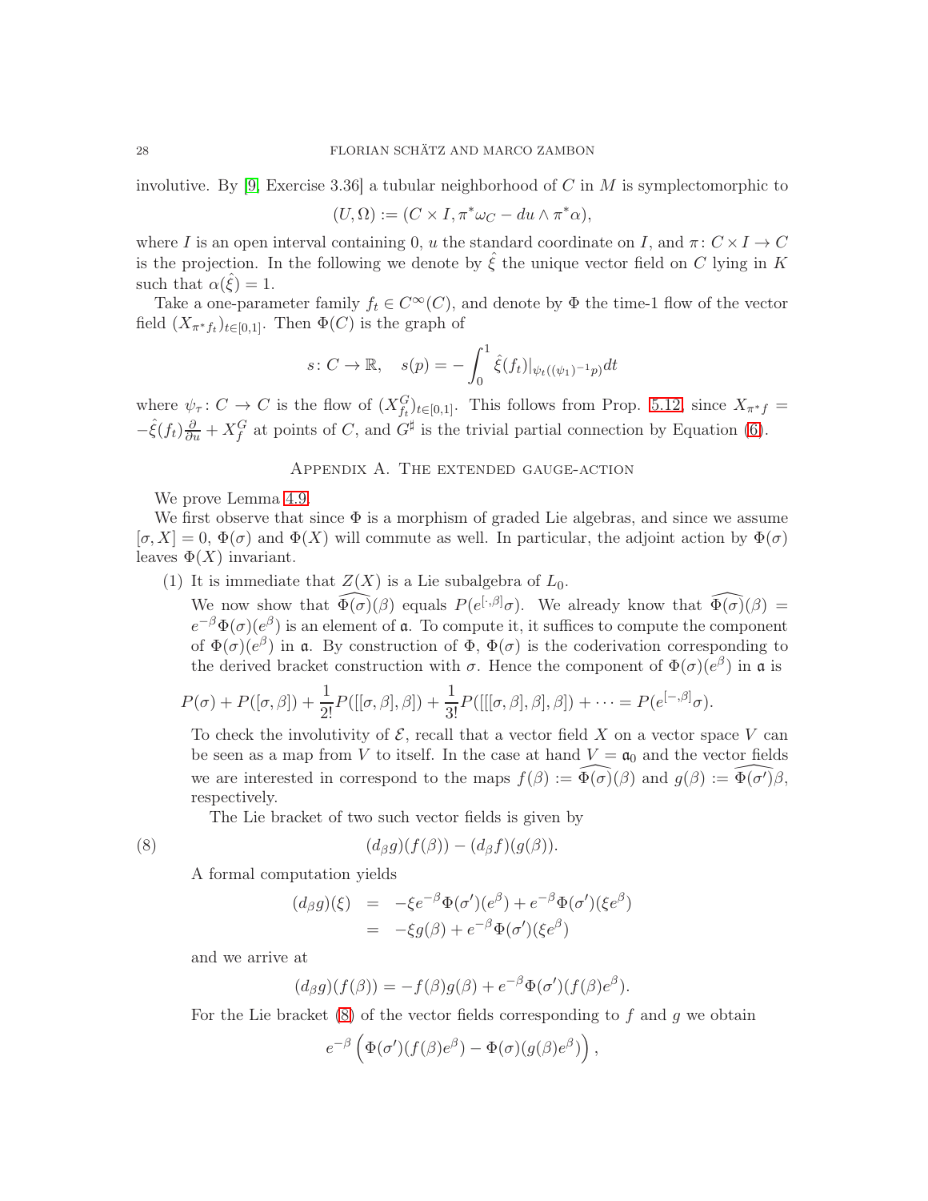involutive. By [9, Exercise 3.36] a tubular neighborhood of $C$ in $M$ is symplectomorphic to

$$(U,\Omega) := (C \times I, \pi^*\omega_C - du \wedge \pi^*\alpha),$$

where $I$ is an open interval containing 0, $u$ the standard coordinate on $I$, and $\pi\colon C \times I \to C$ is the projection. In the following we denote by $\hat{\xi}$ the unique vector field on $C$ lying in $K$ such that $\alpha(\hat{\xi}) = 1$.

Take a one-parameter family $f_t \in C^\infty(C)$, and denote by $\Phi$ the time-1 flow of the vector field $(X_{\pi^* f_t})_{t\in[0,1]}$. Then $\Phi(C)$ is the graph of

$$s\colon C \to \mathbb{R}, \quad s(p) = -\int_0^1 \hat{\xi}(f_t)|_{\psi_t((\psi_1)^{-1}p)} dt$$

where $\psi_\tau\colon C \to C$ is the flow of $(X^G_{f_t})_{t\in[0,1]}$. This follows from Prop. 5.12, since $X_{\pi^* f} = -\hat{\xi}(f_t)\frac{\partial}{\partial u} + X^G_f$ at points of $C$, and $G^\sharp$ is the trivial partial connection by Equation (6).

## Appendix A. The extended gauge-action

We prove Lemma 4.9.

We first observe that since $\Phi$ is a morphism of graded Lie algebras, and since we assume $[\sigma, X] = 0$, $\Phi(\sigma)$ and $\Phi(X)$ will commute as well. In particular, the adjoint action by $\Phi(\sigma)$ leaves $\Phi(X)$ invariant.

(1) It is immediate that $Z(X)$ is a Lie subalgebra of $L_0$.

We now show that $\widehat{\Phi(\sigma)}(\beta)$ equals $P(e^{[\cdot,\beta]}\sigma)$. We already know that $\widehat{\Phi(\sigma)}(\beta) = e^{-\beta}\Phi(\sigma)(e^\beta)$ is an element of $\mathfrak{a}$. To compute it, it suffices to compute the component of $\Phi(\sigma)(e^\beta)$ in $\mathfrak{a}$. By construction of $\Phi$, $\Phi(\sigma)$ is the coderivation corresponding to the derived bracket construction with $\sigma$. Hence the component of $\Phi(\sigma)(e^\beta)$ in $\mathfrak{a}$ is

$$P(\sigma) + P([\sigma,\beta]) + \frac{1}{2!}P([[\sigma,\beta],\beta]) + \frac{1}{3!}P([[[\sigma,\beta],\beta],\beta]) + \cdots = P(e^{[-,\beta]}\sigma).$$

To check the involutivity of $\mathcal{E}$, recall that a vector field $X$ on a vector space $V$ can be seen as a map from $V$ to itself. In the case at hand $V = \mathfrak{a}_0$ and the vector fields we are interested in correspond to the maps $f(\beta) := \widehat{\Phi(\sigma)}(\beta)$ and $g(\beta) := \widehat{\Phi(\sigma')}\beta$, respectively.

The Lie bracket of two such vector fields is given by

$$(d_\beta g)(f(\beta)) - (d_\beta f)(g(\beta)). \tag{8}$$

A formal computation yields

$$\begin{aligned} (d_\beta g)(\xi) &= -\xi e^{-\beta}\Phi(\sigma')(e^\beta) + e^{-\beta}\Phi(\sigma')(\xi e^\beta) \\ &= -\xi g(\beta) + e^{-\beta}\Phi(\sigma')(\xi e^\beta) \end{aligned}$$

and we arrive at

$$(d_\beta g)(f(\beta)) = -f(\beta)g(\beta) + e^{-\beta}\Phi(\sigma')(f(\beta)e^\beta).$$

For the Lie bracket (8) of the vector fields corresponding to $f$ and $g$ we obtain

$$e^{-\beta}\left(\Phi(\sigma')(f(\beta)e^\beta) - \Phi(\sigma)(g(\beta)e^\beta)\right),$$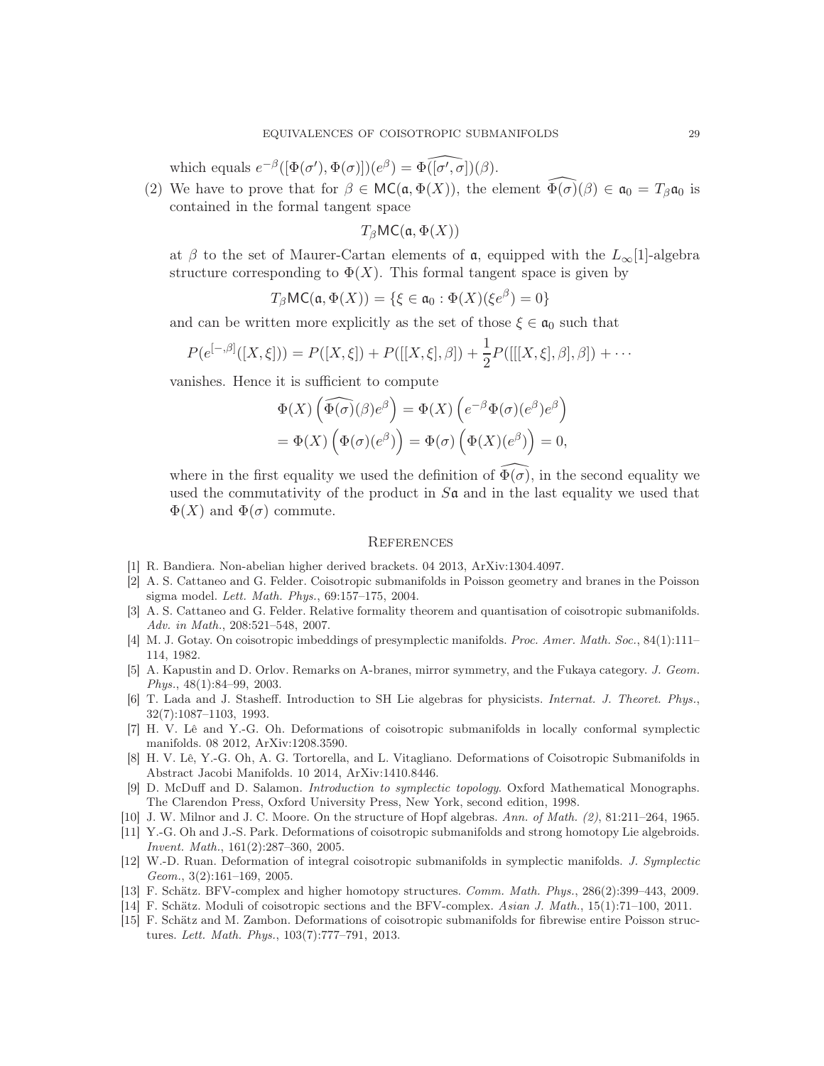which equals $e^{-\beta}([\Phi(\sigma'), \Phi(\sigma)])(e^{\beta}) = \widehat{\Phi([\sigma', \sigma])}(\beta)$.

(2) We have to prove that for $\beta \in \mathsf{MC}(\mathfrak{a}, \Phi(X))$, the element $\widehat{\Phi(\sigma)}(\beta) \in \mathfrak{a}_0 = T_\beta \mathfrak{a}_0$ is contained in the formal tangent space

$$T_\beta \mathsf{MC}(\mathfrak{a}, \Phi(X))$$

at $\beta$ to the set of Maurer-Cartan elements of $\mathfrak{a}$, equipped with the $L_\infty[1]$-algebra structure corresponding to $\Phi(X)$. This formal tangent space is given by

$$T_\beta \mathsf{MC}(\mathfrak{a}, \Phi(X)) = \{\xi \in \mathfrak{a}_0 : \Phi(X)(\xi e^{\beta}) = 0\}$$

and can be written more explicitly as the set of those $\xi \in \mathfrak{a}_0$ such that

$$P(e^{[-,\beta]}([X,\xi])) = P([X,\xi]) + P([[X,\xi],\beta]) + \frac{1}{2}P([[[X,\xi],\beta],\beta]) + \cdots$$

vanishes. Hence it is sufficient to compute

$$\begin{aligned}
\Phi(X)\left(\widehat{\Phi(\sigma)}(\beta)e^{\beta}\right) &= \Phi(X)\left(e^{-\beta}\Phi(\sigma)(e^{\beta})e^{\beta}\right) \\
&= \Phi(X)\left(\Phi(\sigma)(e^{\beta})\right) = \Phi(\sigma)\left(\Phi(X)(e^{\beta})\right) = 0,
\end{aligned}$$

where in the first equality we used the definition of $\widehat{\Phi(\sigma)}$, in the second equality we used the commutativity of the product in $S\mathfrak{a}$ and in the last equality we used that $\Phi(X)$ and $\Phi(\sigma)$ commute.

## References

[1] R. Bandiera. Non-abelian higher derived brackets. 04 2013, ArXiv:1304.4097.

[2] A. S. Cattaneo and G. Felder. Coisotropic submanifolds in Poisson geometry and branes in the Poisson sigma model. *Lett. Math. Phys.*, 69:157–175, 2004.

[3] A. S. Cattaneo and G. Felder. Relative formality theorem and quantisation of coisotropic submanifolds. *Adv. in Math.*, 208:521–548, 2007.

[4] M. J. Gotay. On coisotropic imbeddings of presymplectic manifolds. *Proc. Amer. Math. Soc.*, 84(1):111–114, 1982.

[5] A. Kapustin and D. Orlov. Remarks on A-branes, mirror symmetry, and the Fukaya category. *J. Geom. Phys.*, 48(1):84–99, 2003.

[6] T. Lada and J. Stasheff. Introduction to SH Lie algebras for physicists. *Internat. J. Theoret. Phys.*, 32(7):1087–1103, 1993.

[7] H. V. Lê and Y.-G. Oh. Deformations of coisotropic submanifolds in locally conformal symplectic manifolds. 08 2012, ArXiv:1208.3590.

[8] H. V. Lê, Y.-G. Oh, A. G. Tortorella, and L. Vitagliano. Deformations of Coisotropic Submanifolds in Abstract Jacobi Manifolds. 10 2014, ArXiv:1410.8446.

[9] D. McDuff and D. Salamon. *Introduction to symplectic topology*. Oxford Mathematical Monographs. The Clarendon Press, Oxford University Press, New York, second edition, 1998.

[10] J. W. Milnor and J. C. Moore. On the structure of Hopf algebras. *Ann. of Math. (2)*, 81:211–264, 1965.

[11] Y.-G. Oh and J.-S. Park. Deformations of coisotropic submanifolds and strong homotopy Lie algebroids. *Invent. Math.*, 161(2):287–360, 2005.

[12] W.-D. Ruan. Deformation of integral coisotropic submanifolds in symplectic manifolds. *J. Symplectic Geom.*, 3(2):161–169, 2005.

[13] F. Schätz. BFV-complex and higher homotopy structures. *Comm. Math. Phys.*, 286(2):399–443, 2009.

[14] F. Schätz. Moduli of coisotropic sections and the BFV-complex. *Asian J. Math.*, 15(1):71–100, 2011.

[15] F. Schätz and M. Zambon. Deformations of coisotropic submanifolds for fibrewise entire Poisson structures. *Lett. Math. Phys.*, 103(7):777–791, 2013.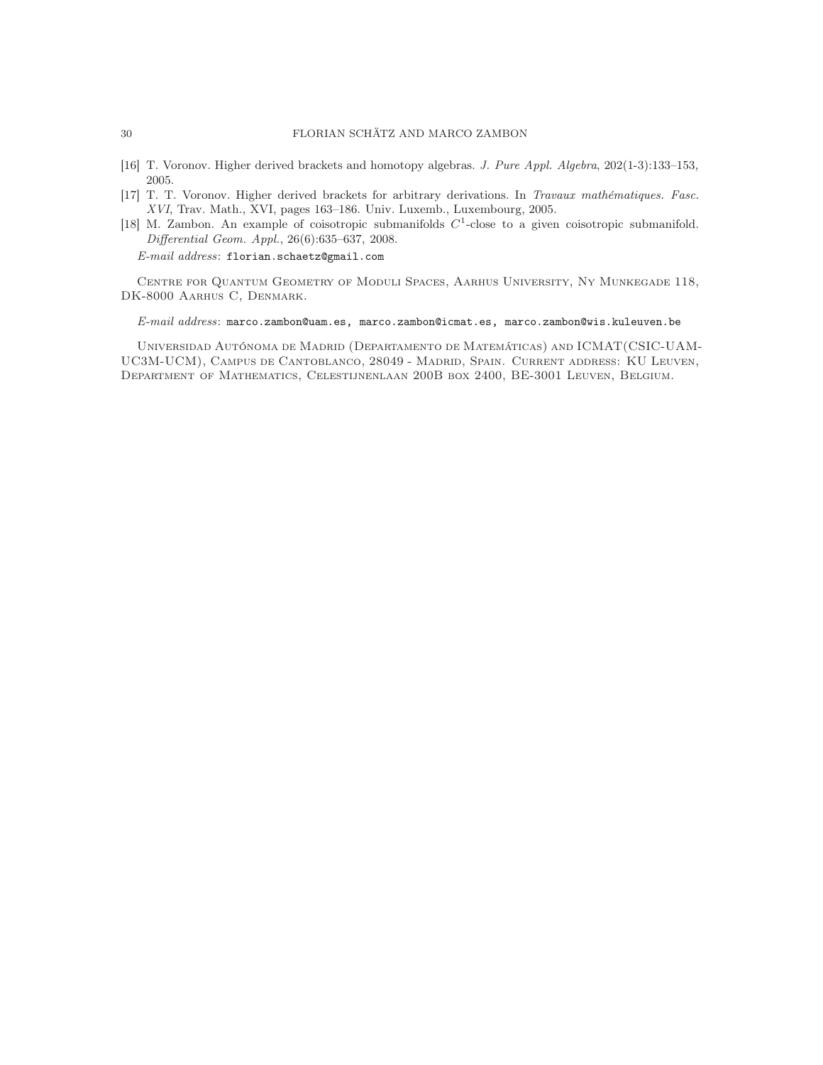[16] T. Voronov. Higher derived brackets and homotopy algebras. *J. Pure Appl. Algebra*, 202(1-3):133–153, 2005.

[17] T. T. Voronov. Higher derived brackets for arbitrary derivations. In *Travaux mathématiques. Fasc. XVI*, Trav. Math., XVI, pages 163–186. Univ. Luxemb., Luxembourg, 2005.

[18] M. Zambon. An example of coisotropic submanifolds $C^1$-close to a given coisotropic submanifold. *Differential Geom. Appl.*, 26(6):635–637, 2008.

*E-mail address*: florian.schaetz@gmail.com

Centre for Quantum Geometry of Moduli Spaces, Aarhus University, Ny Munkegade 118, DK-8000 Aarhus C, Denmark.

*E-mail address*: marco.zambon@uam.es, marco.zambon@icmat.es, marco.zambon@wis.kuleuven.be

Universidad Autónoma de Madrid (Departamento de Matemáticas) and ICMAT(CSIC-UAM-UC3M-UCM), Campus de Cantoblanco, 28049 - Madrid, Spain. Current address: KU Leuven, Department of Mathematics, Celestijnenlaan 200B box 2400, BE-3001 Leuven, Belgium.